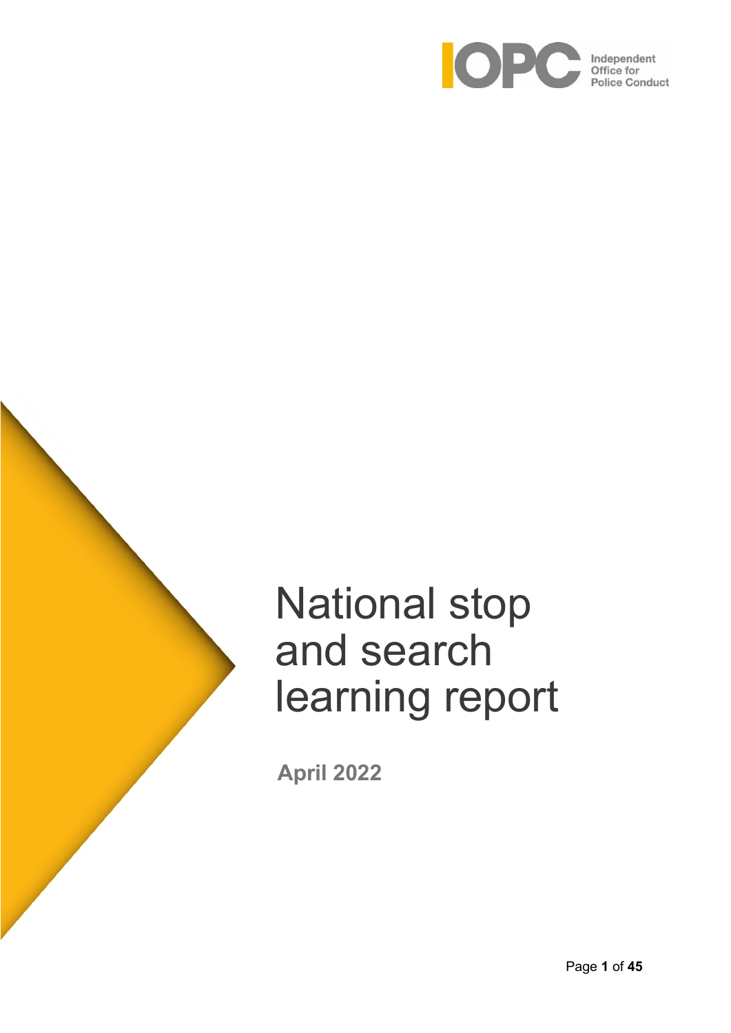IOPC Independent Office for Police Conduct

# National stop and search learning report

**April 2022**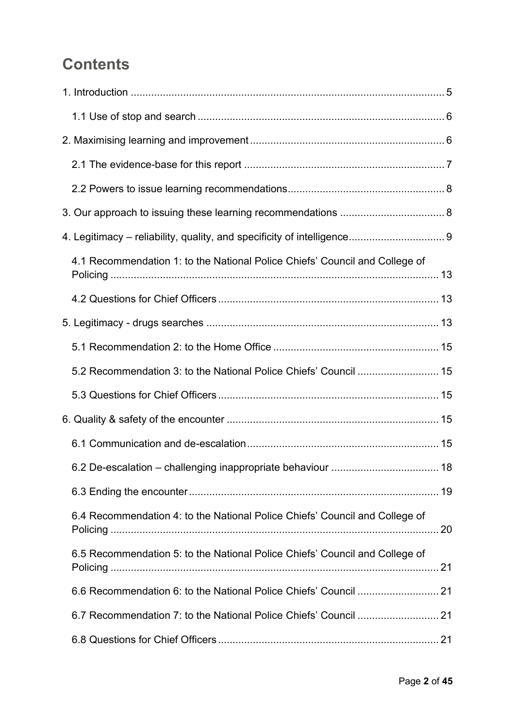# Contents

1. Introduction ... 5

    1.1 Use of stop and search ... 6

2. Maximising learning and improvement ... 6

    2.1 The evidence-base for this report ... 7

    2.2 Powers to issue learning recommendations ... 8

3. Our approach to issuing these learning recommendations ... 8

4. Legitimacy – reliability, quality, and specificity of intelligence ... 9

    4.1 Recommendation 1: to the National Police Chiefs' Council and College of Policing ... 13

    4.2 Questions for Chief Officers ... 13

5. Legitimacy - drugs searches ... 13

    5.1 Recommendation 2: to the Home Office ... 15

    5.2 Recommendation 3: to the National Police Chiefs' Council ... 15

    5.3 Questions for Chief Officers ... 15

6. Quality & safety of the encounter ... 15

    6.1 Communication and de-escalation ... 15

    6.2 De-escalation – challenging inappropriate behaviour ... 18

    6.3 Ending the encounter ... 19

    6.4 Recommendation 4: to the National Police Chiefs' Council and College of Policing ... 20

    6.5 Recommendation 5: to the National Police Chiefs' Council and College of Policing ... 21

    6.6 Recommendation 6: to the National Police Chiefs' Council ... 21

    6.7 Recommendation 7: to the National Police Chiefs' Council ... 21

    6.8 Questions for Chief Officers ... 21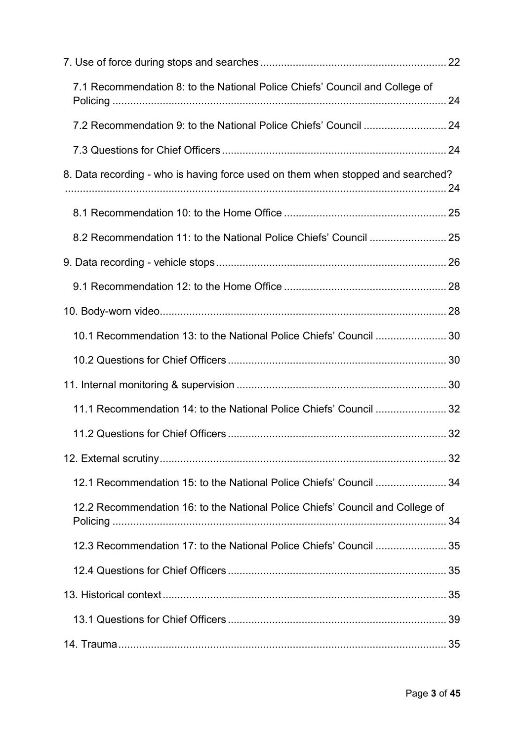7. Use of force during stops and searches ........................................................... 22

   7.1 Recommendation 8: to the National Police Chiefs' Council and College of Policing ........................................................................................................... 24

   7.2 Recommendation 9: to the National Police Chiefs' Council ............................ 24

   7.3 Questions for Chief Officers ............................................................................ 24

8. Data recording - who is having force used on them when stopped and searched? ........................................................................................................................ 24

   8.1 Recommendation 10: to the Home Office ....................................................... 25

   8.2 Recommendation 11: to the National Police Chiefs' Council .......................... 25

9. Data recording - vehicle stops ............................................................................. 26

   9.1 Recommendation 12: to the Home Office ....................................................... 28

10. Body-worn video ................................................................................................. 28

   10.1 Recommendation 13: to the National Police Chiefs' Council ........................ 30

   10.2 Questions for Chief Officers .......................................................................... 30

11. Internal monitoring & supervision ....................................................................... 30

   11.1 Recommendation 14: to the National Police Chiefs' Council ........................ 32

   11.2 Questions for Chief Officers .......................................................................... 32

12. External scrutiny ................................................................................................. 32

   12.1 Recommendation 15: to the National Police Chiefs' Council ........................ 34

   12.2 Recommendation 16: to the National Police Chiefs' Council and College of Policing ........................................................................................................... 34

   12.3 Recommendation 17: to the National Police Chiefs' Council ........................ 35

   12.4 Questions for Chief Officers .......................................................................... 35

13. Historical context ................................................................................................ 35

   13.1 Questions for Chief Officers .......................................................................... 39

14. Trauma ............................................................................................................... 35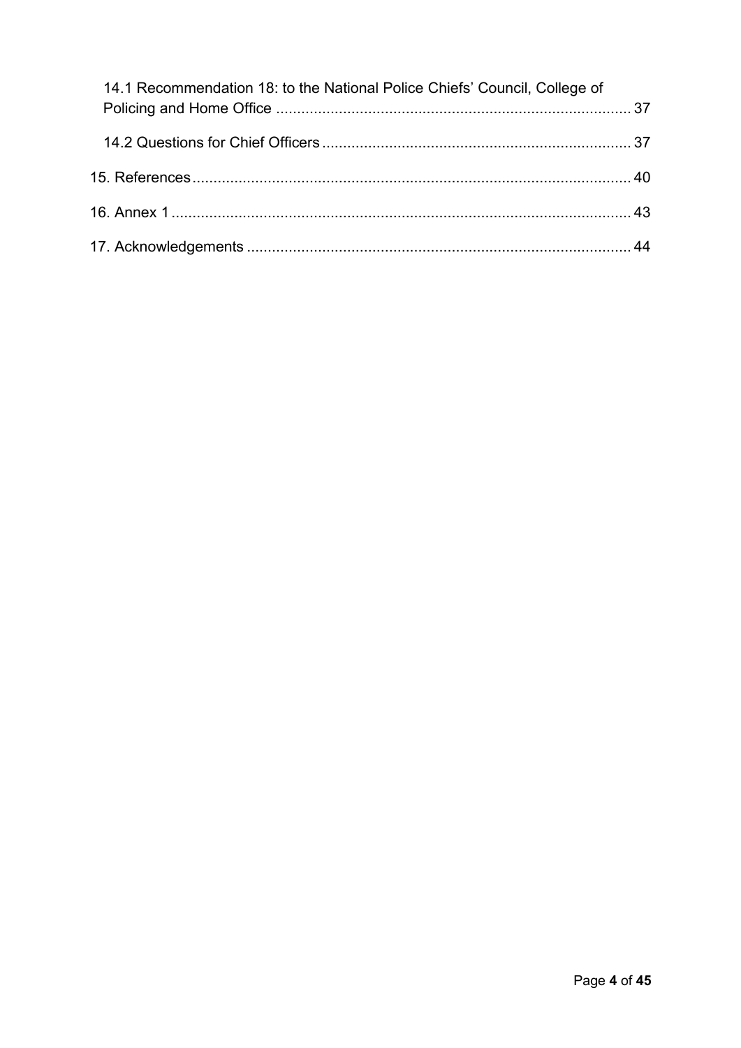14.1 Recommendation 18: to the National Police Chiefs' Council, College of Policing and Home Office ..... 37

14.2 Questions for Chief Officers ..... 37

15. References ..... 40

16. Annex 1 ..... 43

17. Acknowledgements ..... 44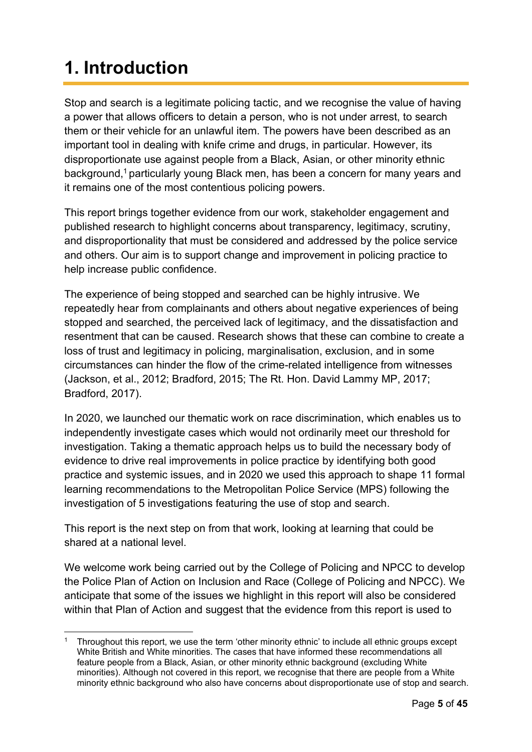# 1. Introduction

Stop and search is a legitimate policing tactic, and we recognise the value of having a power that allows officers to detain a person, who is not under arrest, to search them or their vehicle for an unlawful item. The powers have been described as an important tool in dealing with knife crime and drugs, in particular. However, its disproportionate use against people from a Black, Asian, or other minority ethnic background,[1] particularly young Black men, has been a concern for many years and it remains one of the most contentious policing powers.

This report brings together evidence from our work, stakeholder engagement and published research to highlight concerns about transparency, legitimacy, scrutiny, and disproportionality that must be considered and addressed by the police service and others. Our aim is to support change and improvement in policing practice to help increase public confidence.

The experience of being stopped and searched can be highly intrusive. We repeatedly hear from complainants and others about negative experiences of being stopped and searched, the perceived lack of legitimacy, and the dissatisfaction and resentment that can be caused. Research shows that these can combine to create a loss of trust and legitimacy in policing, marginalisation, exclusion, and in some circumstances can hinder the flow of the crime-related intelligence from witnesses (Jackson, et al., 2012; Bradford, 2015; The Rt. Hon. David Lammy MP, 2017; Bradford, 2017).

In 2020, we launched our thematic work on race discrimination, which enables us to independently investigate cases which would not ordinarily meet our threshold for investigation. Taking a thematic approach helps us to build the necessary body of evidence to drive real improvements in police practice by identifying both good practice and systemic issues, and in 2020 we used this approach to shape 11 formal learning recommendations to the Metropolitan Police Service (MPS) following the investigation of 5 investigations featuring the use of stop and search.

This report is the next step on from that work, looking at learning that could be shared at a national level.

We welcome work being carried out by the College of Policing and NPCC to develop the Police Plan of Action on Inclusion and Race (College of Policing and NPCC). We anticipate that some of the issues we highlight in this report will also be considered within that Plan of Action and suggest that the evidence from this report is used to

[1] Throughout this report, we use the term 'other minority ethnic' to include all ethnic groups except White British and White minorities. The cases that have informed these recommendations all feature people from a Black, Asian, or other minority ethnic background (excluding White minorities). Although not covered in this report, we recognise that there are people from a White minority ethnic background who also have concerns about disproportionate use of stop and search.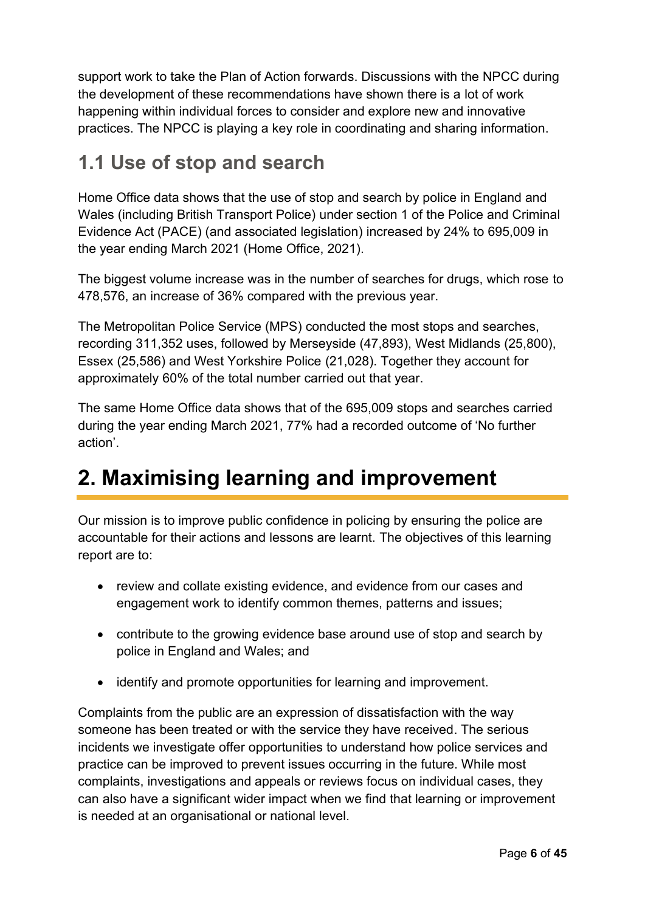support work to take the Plan of Action forwards. Discussions with the NPCC during the development of these recommendations have shown there is a lot of work happening within individual forces to consider and explore new and innovative practices. The NPCC is playing a key role in coordinating and sharing information.

## 1.1 Use of stop and search

Home Office data shows that the use of stop and search by police in England and Wales (including British Transport Police) under section 1 of the Police and Criminal Evidence Act (PACE) (and associated legislation) increased by 24% to 695,009 in the year ending March 2021 (Home Office, 2021).

The biggest volume increase was in the number of searches for drugs, which rose to 478,576, an increase of 36% compared with the previous year.

The Metropolitan Police Service (MPS) conducted the most stops and searches, recording 311,352 uses, followed by Merseyside (47,893), West Midlands (25,800), Essex (25,586) and West Yorkshire Police (21,028). Together they account for approximately 60% of the total number carried out that year.

The same Home Office data shows that of the 695,009 stops and searches carried during the year ending March 2021, 77% had a recorded outcome of 'No further action'.

# 2. Maximising learning and improvement

Our mission is to improve public confidence in policing by ensuring the police are accountable for their actions and lessons are learnt. The objectives of this learning report are to:

- review and collate existing evidence, and evidence from our cases and engagement work to identify common themes, patterns and issues;
- contribute to the growing evidence base around use of stop and search by police in England and Wales; and
- identify and promote opportunities for learning and improvement.

Complaints from the public are an expression of dissatisfaction with the way someone has been treated or with the service they have received. The serious incidents we investigate offer opportunities to understand how police services and practice can be improved to prevent issues occurring in the future. While most complaints, investigations and appeals or reviews focus on individual cases, they can also have a significant wider impact when we find that learning or improvement is needed at an organisational or national level.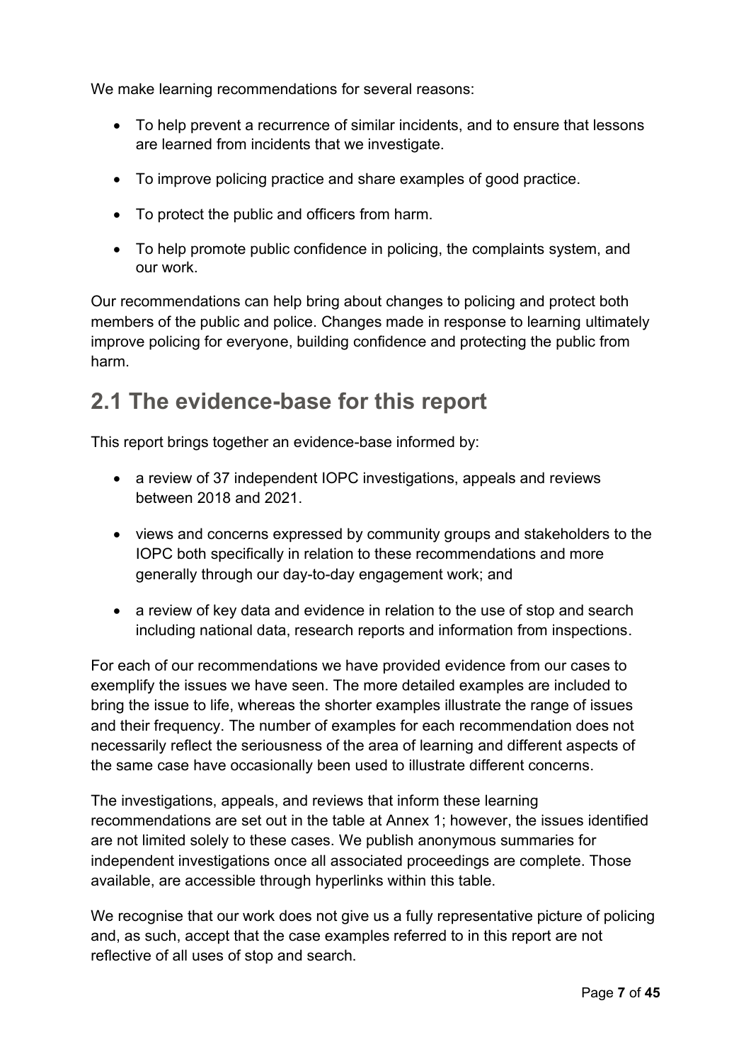We make learning recommendations for several reasons:

- To help prevent a recurrence of similar incidents, and to ensure that lessons are learned from incidents that we investigate.
- To improve policing practice and share examples of good practice.
- To protect the public and officers from harm.
- To help promote public confidence in policing, the complaints system, and our work.

Our recommendations can help bring about changes to policing and protect both members of the public and police. Changes made in response to learning ultimately improve policing for everyone, building confidence and protecting the public from harm.

## 2.1 The evidence-base for this report

This report brings together an evidence-base informed by:

- a review of 37 independent IOPC investigations, appeals and reviews between 2018 and 2021.
- views and concerns expressed by community groups and stakeholders to the IOPC both specifically in relation to these recommendations and more generally through our day-to-day engagement work; and
- a review of key data and evidence in relation to the use of stop and search including national data, research reports and information from inspections.

For each of our recommendations we have provided evidence from our cases to exemplify the issues we have seen. The more detailed examples are included to bring the issue to life, whereas the shorter examples illustrate the range of issues and their frequency. The number of examples for each recommendation does not necessarily reflect the seriousness of the area of learning and different aspects of the same case have occasionally been used to illustrate different concerns.

The investigations, appeals, and reviews that inform these learning recommendations are set out in the table at Annex 1; however, the issues identified are not limited solely to these cases. We publish anonymous summaries for independent investigations once all associated proceedings are complete. Those available, are accessible through hyperlinks within this table.

We recognise that our work does not give us a fully representative picture of policing and, as such, accept that the case examples referred to in this report are not reflective of all uses of stop and search.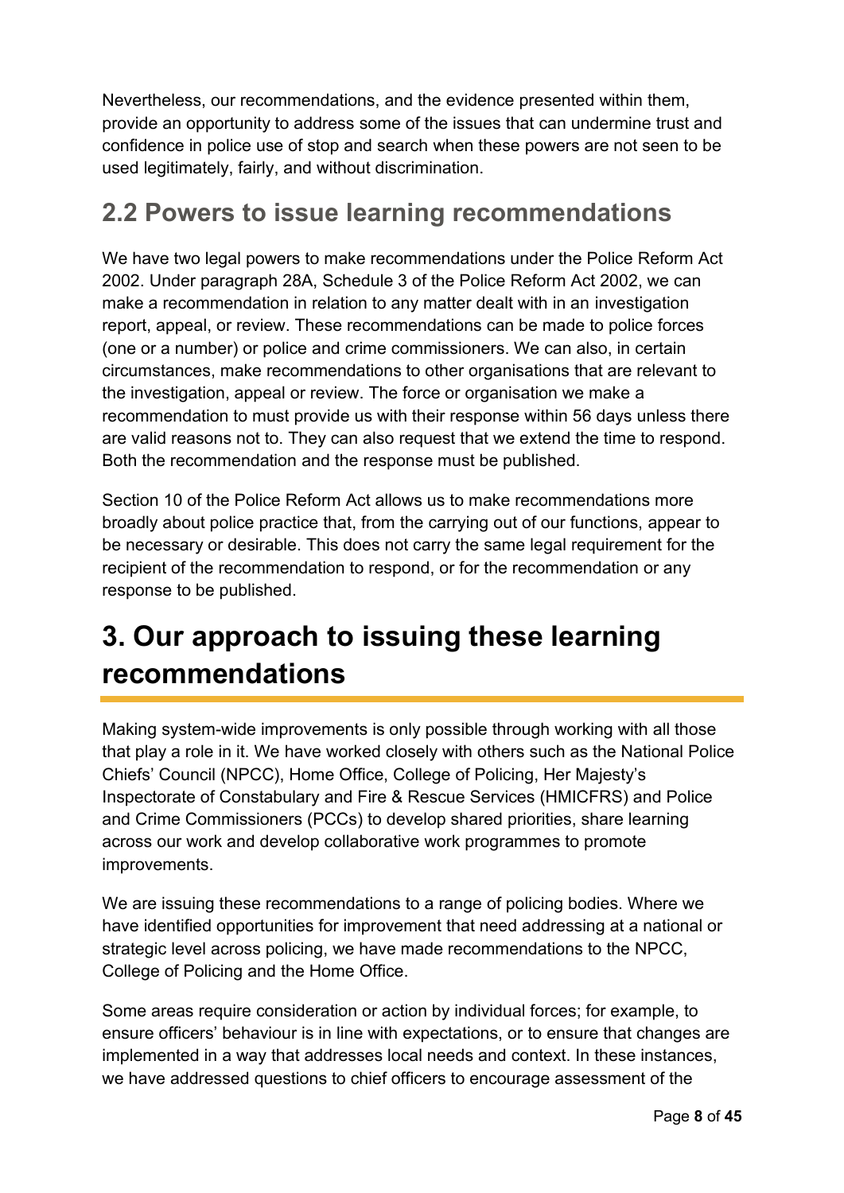Nevertheless, our recommendations, and the evidence presented within them, provide an opportunity to address some of the issues that can undermine trust and confidence in police use of stop and search when these powers are not seen to be used legitimately, fairly, and without discrimination.

## 2.2 Powers to issue learning recommendations

We have two legal powers to make recommendations under the Police Reform Act 2002. Under paragraph 28A, Schedule 3 of the Police Reform Act 2002, we can make a recommendation in relation to any matter dealt with in an investigation report, appeal, or review. These recommendations can be made to police forces (one or a number) or police and crime commissioners. We can also, in certain circumstances, make recommendations to other organisations that are relevant to the investigation, appeal or review. The force or organisation we make a recommendation to must provide us with their response within 56 days unless there are valid reasons not to. They can also request that we extend the time to respond. Both the recommendation and the response must be published.

Section 10 of the Police Reform Act allows us to make recommendations more broadly about police practice that, from the carrying out of our functions, appear to be necessary or desirable. This does not carry the same legal requirement for the recipient of the recommendation to respond, or for the recommendation or any response to be published.

# 3. Our approach to issuing these learning recommendations

Making system-wide improvements is only possible through working with all those that play a role in it. We have worked closely with others such as the National Police Chiefs' Council (NPCC), Home Office, College of Policing, Her Majesty's Inspectorate of Constabulary and Fire & Rescue Services (HMICFRS) and Police and Crime Commissioners (PCCs) to develop shared priorities, share learning across our work and develop collaborative work programmes to promote improvements.

We are issuing these recommendations to a range of policing bodies. Where we have identified opportunities for improvement that need addressing at a national or strategic level across policing, we have made recommendations to the NPCC, College of Policing and the Home Office.

Some areas require consideration or action by individual forces; for example, to ensure officers' behaviour is in line with expectations, or to ensure that changes are implemented in a way that addresses local needs and context. In these instances, we have addressed questions to chief officers to encourage assessment of the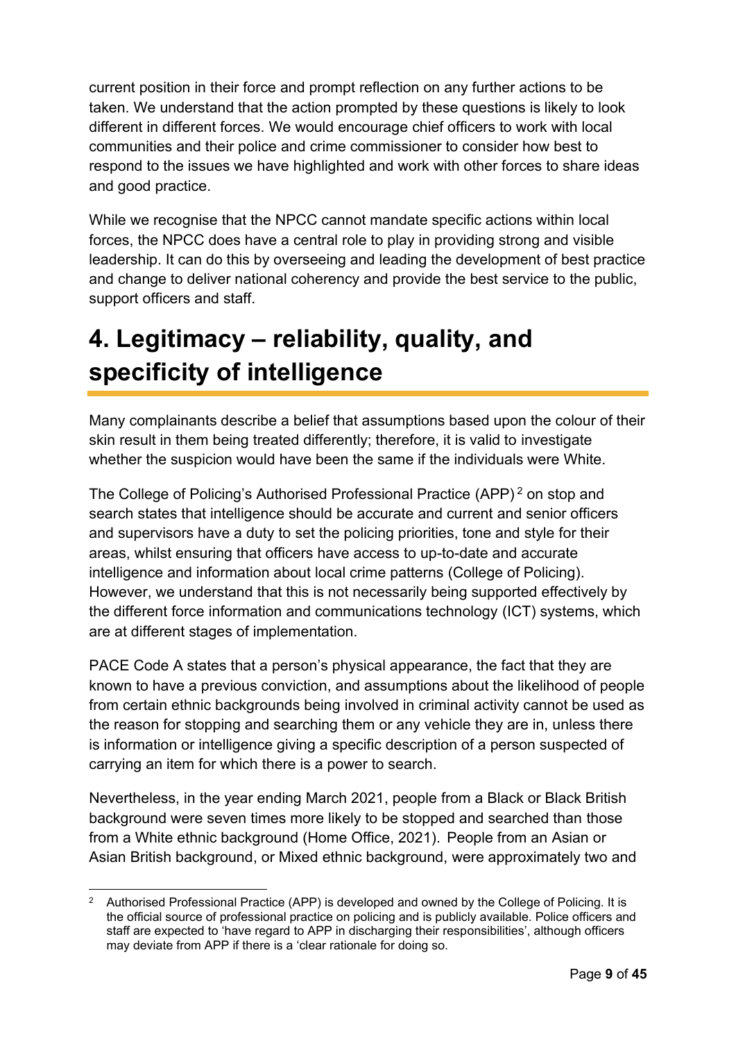current position in their force and prompt reflection on any further actions to be taken. We understand that the action prompted by these questions is likely to look different in different forces. We would encourage chief officers to work with local communities and their police and crime commissioner to consider how best to respond to the issues we have highlighted and work with other forces to share ideas and good practice.

While we recognise that the NPCC cannot mandate specific actions within local forces, the NPCC does have a central role to play in providing strong and visible leadership. It can do this by overseeing and leading the development of best practice and change to deliver national coherency and provide the best service to the public, support officers and staff.

# 4. Legitimacy – reliability, quality, and specificity of intelligence

Many complainants describe a belief that assumptions based upon the colour of their skin result in them being treated differently; therefore, it is valid to investigate whether the suspicion would have been the same if the individuals were White.

The College of Policing's Authorised Professional Practice (APP)[2] on stop and search states that intelligence should be accurate and current and senior officers and supervisors have a duty to set the policing priorities, tone and style for their areas, whilst ensuring that officers have access to up-to-date and accurate intelligence and information about local crime patterns (College of Policing). However, we understand that this is not necessarily being supported effectively by the different force information and communications technology (ICT) systems, which are at different stages of implementation.

PACE Code A states that a person's physical appearance, the fact that they are known to have a previous conviction, and assumptions about the likelihood of people from certain ethnic backgrounds being involved in criminal activity cannot be used as the reason for stopping and searching them or any vehicle they are in, unless there is information or intelligence giving a specific description of a person suspected of carrying an item for which there is a power to search.

Nevertheless, in the year ending March 2021, people from a Black or Black British background were seven times more likely to be stopped and searched than those from a White ethnic background (Home Office, 2021). People from an Asian or Asian British background, or Mixed ethnic background, were approximately two and

[2] Authorised Professional Practice (APP) is developed and owned by the College of Policing. It is the official source of professional practice on policing and is publicly available. Police officers and staff are expected to 'have regard to APP in discharging their responsibilities', although officers may deviate from APP if there is a 'clear rationale for doing so.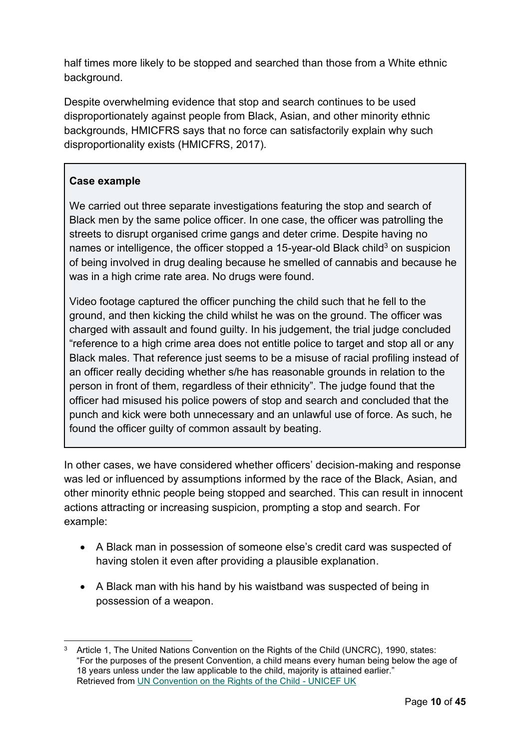half times more likely to be stopped and searched than those from a White ethnic background.

Despite overwhelming evidence that stop and search continues to be used disproportionately against people from Black, Asian, and other minority ethnic backgrounds, HMICFRS says that no force can satisfactorily explain why such disproportionality exists (HMICFRS, 2017).

> **Case example**
>
> We carried out three separate investigations featuring the stop and search of Black men by the same police officer. In one case, the officer was patrolling the streets to disrupt organised crime gangs and deter crime. Despite having no names or intelligence, the officer stopped a 15-year-old Black child[3] on suspicion of being involved in drug dealing because he smelled of cannabis and because he was in a high crime rate area. No drugs were found.
>
> Video footage captured the officer punching the child such that he fell to the ground, and then kicking the child whilst he was on the ground. The officer was charged with assault and found guilty. In his judgement, the trial judge concluded "reference to a high crime area does not entitle police to target and stop all or any Black males. That reference just seems to be a misuse of racial profiling instead of an officer really deciding whether s/he has reasonable grounds in relation to the person in front of them, regardless of their ethnicity". The judge found that the officer had misused his police powers of stop and search and concluded that the punch and kick were both unnecessary and an unlawful use of force. As such, he found the officer guilty of common assault by beating.

In other cases, we have considered whether officers' decision-making and response was led or influenced by assumptions informed by the race of the Black, Asian, and other minority ethnic people being stopped and searched. This can result in innocent actions attracting or increasing suspicion, prompting a stop and search. For example:

- A Black man in possession of someone else's credit card was suspected of having stolen it even after providing a plausible explanation.
- A Black man with his hand by his waistband was suspected of being in possession of a weapon.

---

[3] Article 1, The United Nations Convention on the Rights of the Child (UNCRC), 1990, states: "For the purposes of the present Convention, a child means every human being below the age of 18 years unless under the law applicable to the child, majority is attained earlier." Retrieved from UN Convention on the Rights of the Child - UNICEF UK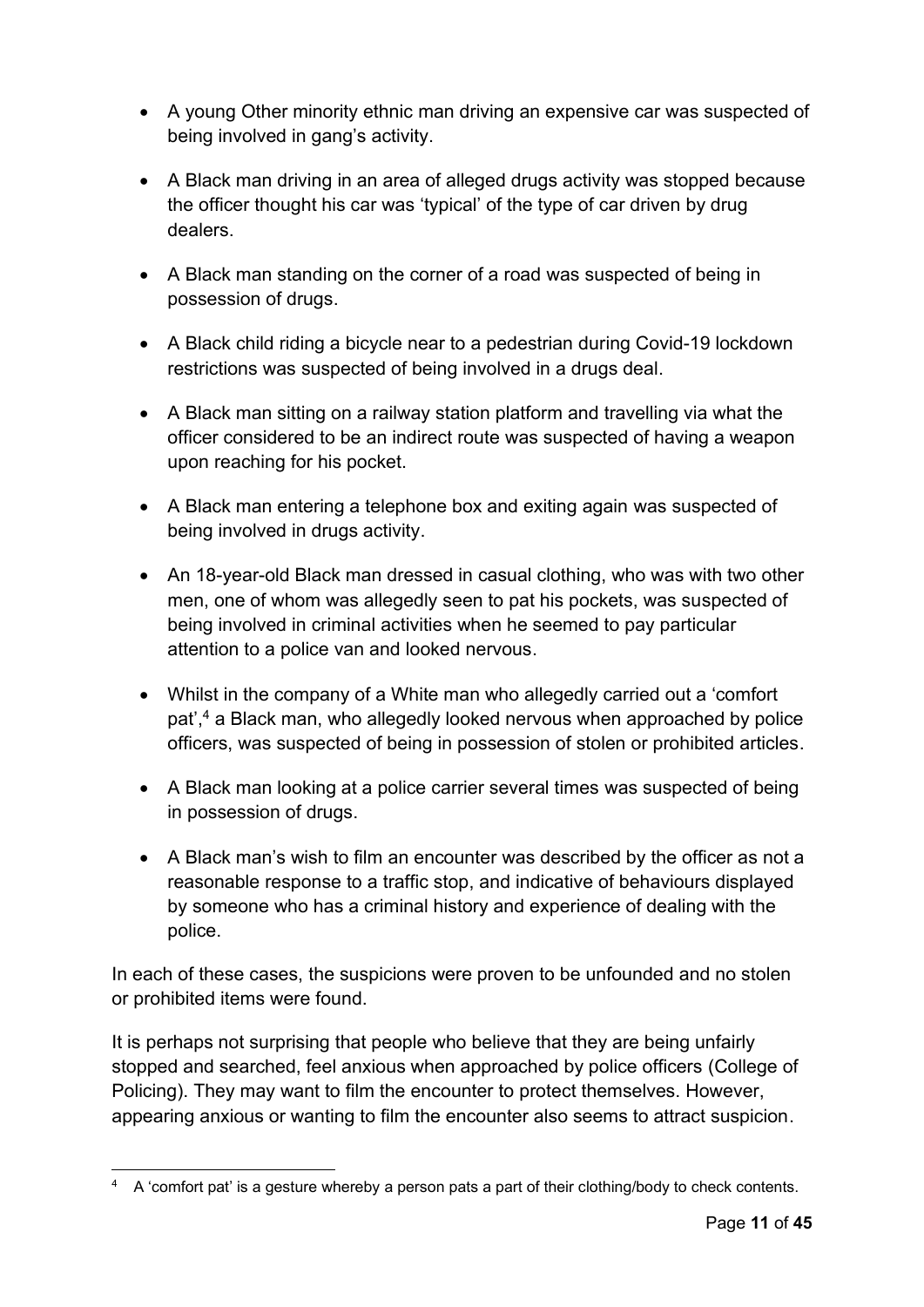- A young Other minority ethnic man driving an expensive car was suspected of being involved in gang's activity.

- A Black man driving in an area of alleged drugs activity was stopped because the officer thought his car was 'typical' of the type of car driven by drug dealers.

- A Black man standing on the corner of a road was suspected of being in possession of drugs.

- A Black child riding a bicycle near to a pedestrian during Covid-19 lockdown restrictions was suspected of being involved in a drugs deal.

- A Black man sitting on a railway station platform and travelling via what the officer considered to be an indirect route was suspected of having a weapon upon reaching for his pocket.

- A Black man entering a telephone box and exiting again was suspected of being involved in drugs activity.

- An 18-year-old Black man dressed in casual clothing, who was with two other men, one of whom was allegedly seen to pat his pockets, was suspected of being involved in criminal activities when he seemed to pay particular attention to a police van and looked nervous.

- Whilst in the company of a White man who allegedly carried out a 'comfort pat',[4] a Black man, who allegedly looked nervous when approached by police officers, was suspected of being in possession of stolen or prohibited articles.

- A Black man looking at a police carrier several times was suspected of being in possession of drugs.

- A Black man's wish to film an encounter was described by the officer as not a reasonable response to a traffic stop, and indicative of behaviours displayed by someone who has a criminal history and experience of dealing with the police.

In each of these cases, the suspicions were proven to be unfounded and no stolen or prohibited items were found.

It is perhaps not surprising that people who believe that they are being unfairly stopped and searched, feel anxious when approached by police officers (College of Policing). They may want to film the encounter to protect themselves. However, appearing anxious or wanting to film the encounter also seems to attract suspicion.

[4] A 'comfort pat' is a gesture whereby a person pats a part of their clothing/body to check contents.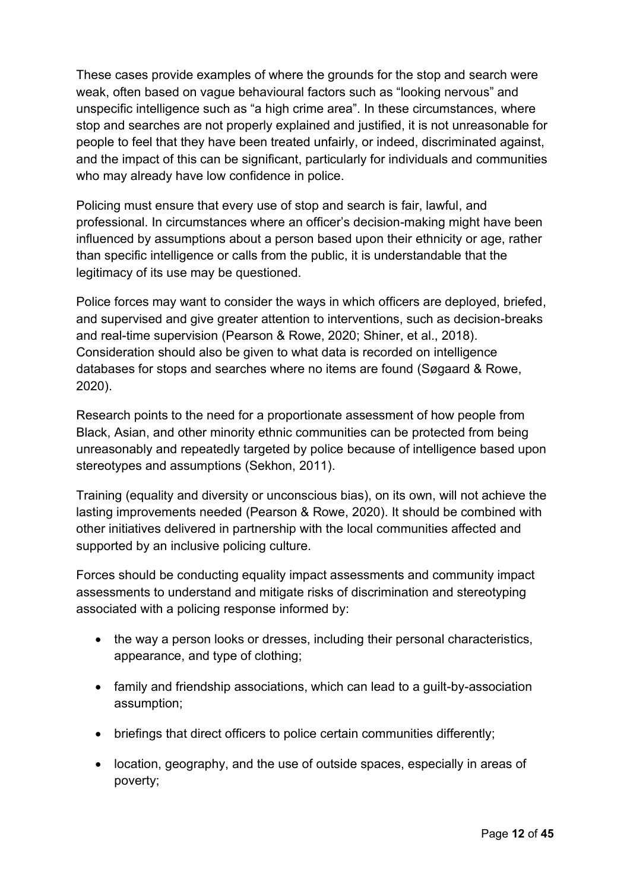These cases provide examples of where the grounds for the stop and search were weak, often based on vague behavioural factors such as "looking nervous" and unspecific intelligence such as "a high crime area". In these circumstances, where stop and searches are not properly explained and justified, it is not unreasonable for people to feel that they have been treated unfairly, or indeed, discriminated against, and the impact of this can be significant, particularly for individuals and communities who may already have low confidence in police.

Policing must ensure that every use of stop and search is fair, lawful, and professional. In circumstances where an officer's decision-making might have been influenced by assumptions about a person based upon their ethnicity or age, rather than specific intelligence or calls from the public, it is understandable that the legitimacy of its use may be questioned.

Police forces may want to consider the ways in which officers are deployed, briefed, and supervised and give greater attention to interventions, such as decision-breaks and real-time supervision (Pearson & Rowe, 2020; Shiner, et al., 2018). Consideration should also be given to what data is recorded on intelligence databases for stops and searches where no items are found (Søgaard & Rowe, 2020).

Research points to the need for a proportionate assessment of how people from Black, Asian, and other minority ethnic communities can be protected from being unreasonably and repeatedly targeted by police because of intelligence based upon stereotypes and assumptions (Sekhon, 2011).

Training (equality and diversity or unconscious bias), on its own, will not achieve the lasting improvements needed (Pearson & Rowe, 2020). It should be combined with other initiatives delivered in partnership with the local communities affected and supported by an inclusive policing culture.

Forces should be conducting equality impact assessments and community impact assessments to understand and mitigate risks of discrimination and stereotyping associated with a policing response informed by:

- the way a person looks or dresses, including their personal characteristics, appearance, and type of clothing;
- family and friendship associations, which can lead to a guilt-by-association assumption;
- briefings that direct officers to police certain communities differently;
- location, geography, and the use of outside spaces, especially in areas of poverty;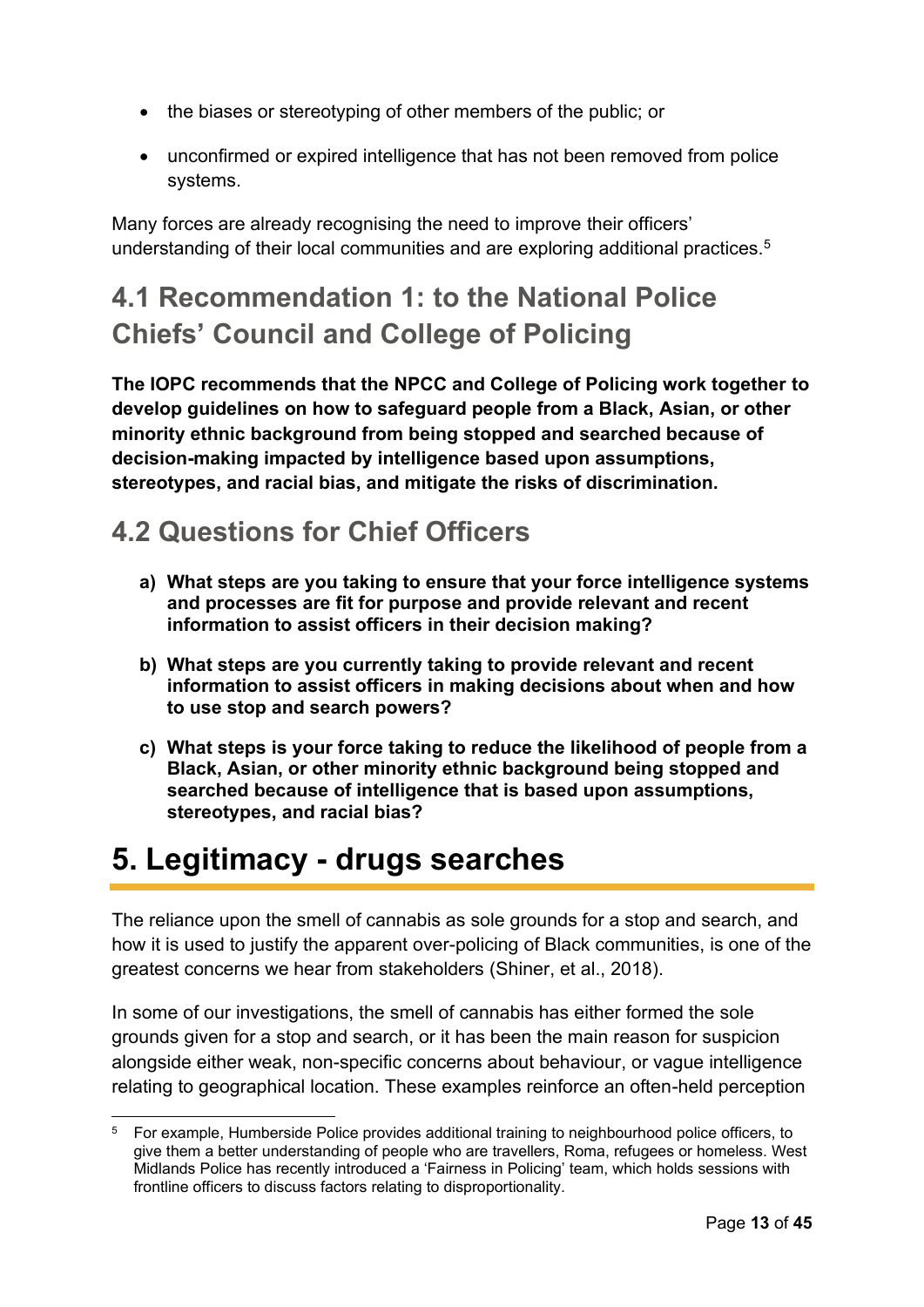- the biases or stereotyping of other members of the public; or
- unconfirmed or expired intelligence that has not been removed from police systems.

Many forces are already recognising the need to improve their officers' understanding of their local communities and are exploring additional practices.[5]

## 4.1 Recommendation 1: to the National Police Chiefs' Council and College of Policing

**The IOPC recommends that the NPCC and College of Policing work together to develop guidelines on how to safeguard people from a Black, Asian, or other minority ethnic background from being stopped and searched because of decision-making impacted by intelligence based upon assumptions, stereotypes, and racial bias, and mitigate the risks of discrimination.**

## 4.2 Questions for Chief Officers

a) **What steps are you taking to ensure that your force intelligence systems and processes are fit for purpose and provide relevant and recent information to assist officers in their decision making?**

b) **What steps are you currently taking to provide relevant and recent information to assist officers in making decisions about when and how to use stop and search powers?**

c) **What steps is your force taking to reduce the likelihood of people from a Black, Asian, or other minority ethnic background being stopped and searched because of intelligence that is based upon assumptions, stereotypes, and racial bias?**

# 5. Legitimacy - drugs searches

The reliance upon the smell of cannabis as sole grounds for a stop and search, and how it is used to justify the apparent over-policing of Black communities, is one of the greatest concerns we hear from stakeholders (Shiner, et al., 2018).

In some of our investigations, the smell of cannabis has either formed the sole grounds given for a stop and search, or it has been the main reason for suspicion alongside either weak, non-specific concerns about behaviour, or vague intelligence relating to geographical location. These examples reinforce an often-held perception

[5] For example, Humberside Police provides additional training to neighbourhood police officers, to give them a better understanding of people who are travellers, Roma, refugees or homeless. West Midlands Police has recently introduced a 'Fairness in Policing' team, which holds sessions with frontline officers to discuss factors relating to disproportionality.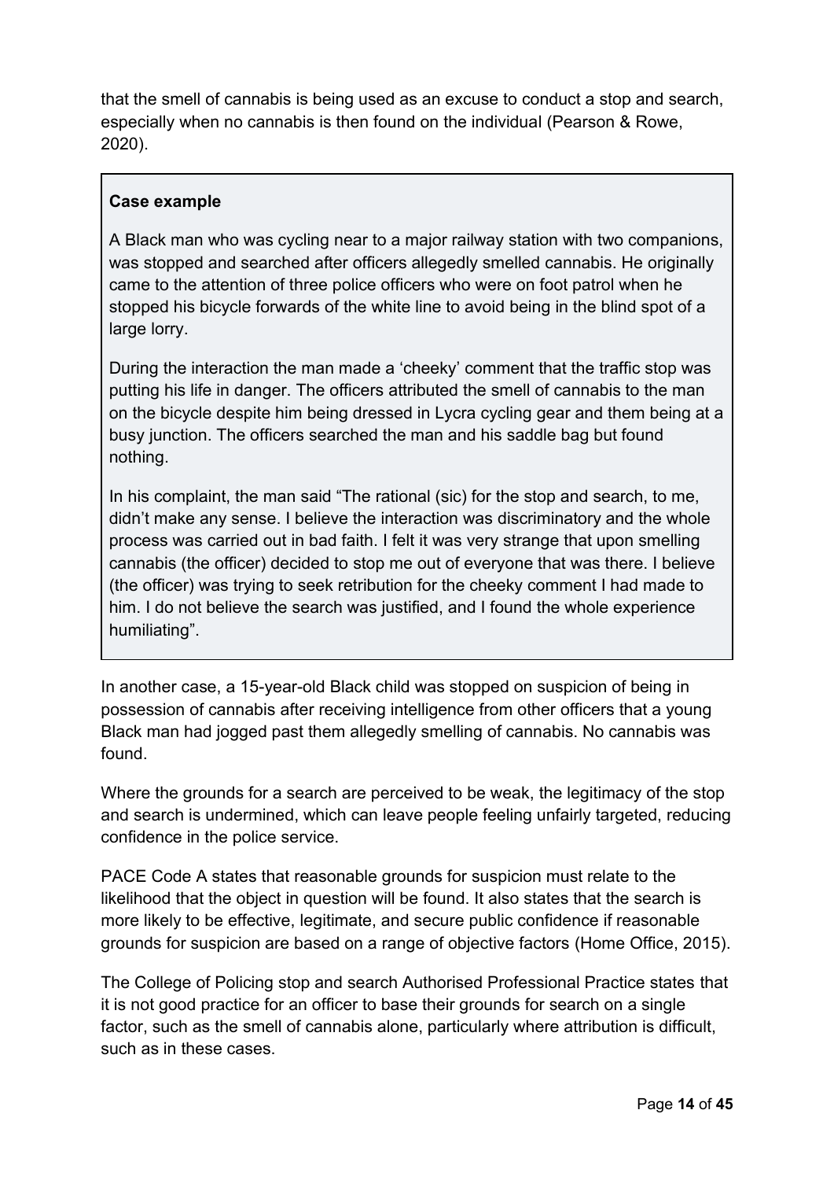that the smell of cannabis is being used as an excuse to conduct a stop and search, especially when no cannabis is then found on the individual (Pearson & Rowe, 2020).

> **Case example**
>
> A Black man who was cycling near to a major railway station with two companions, was stopped and searched after officers allegedly smelled cannabis. He originally came to the attention of three police officers who were on foot patrol when he stopped his bicycle forwards of the white line to avoid being in the blind spot of a large lorry.
>
> During the interaction the man made a 'cheeky' comment that the traffic stop was putting his life in danger. The officers attributed the smell of cannabis to the man on the bicycle despite him being dressed in Lycra cycling gear and them being at a busy junction. The officers searched the man and his saddle bag but found nothing.
>
> In his complaint, the man said "The rational (sic) for the stop and search, to me, didn't make any sense. I believe the interaction was discriminatory and the whole process was carried out in bad faith. I felt it was very strange that upon smelling cannabis (the officer) decided to stop me out of everyone that was there. I believe (the officer) was trying to seek retribution for the cheeky comment I had made to him. I do not believe the search was justified, and I found the whole experience humiliating".

In another case, a 15-year-old Black child was stopped on suspicion of being in possession of cannabis after receiving intelligence from other officers that a young Black man had jogged past them allegedly smelling of cannabis. No cannabis was found.

Where the grounds for a search are perceived to be weak, the legitimacy of the stop and search is undermined, which can leave people feeling unfairly targeted, reducing confidence in the police service.

PACE Code A states that reasonable grounds for suspicion must relate to the likelihood that the object in question will be found. It also states that the search is more likely to be effective, legitimate, and secure public confidence if reasonable grounds for suspicion are based on a range of objective factors (Home Office, 2015).

The College of Policing stop and search Authorised Professional Practice states that it is not good practice for an officer to base their grounds for search on a single factor, such as the smell of cannabis alone, particularly where attribution is difficult, such as in these cases.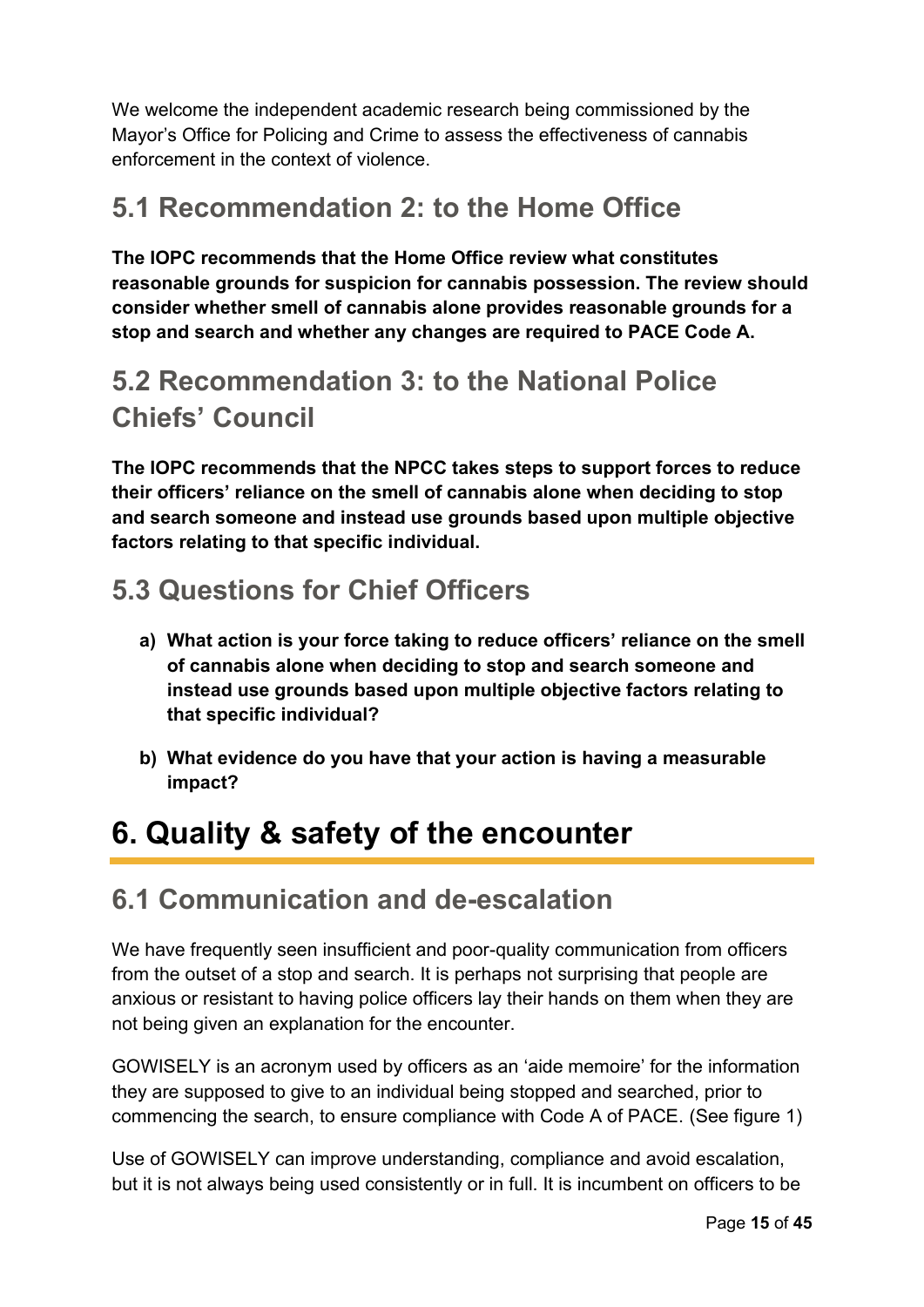We welcome the independent academic research being commissioned by the Mayor's Office for Policing and Crime to assess the effectiveness of cannabis enforcement in the context of violence.

## 5.1 Recommendation 2: to the Home Office

**The IOPC recommends that the Home Office review what constitutes reasonable grounds for suspicion for cannabis possession. The review should consider whether smell of cannabis alone provides reasonable grounds for a stop and search and whether any changes are required to PACE Code A.**

## 5.2 Recommendation 3: to the National Police Chiefs' Council

**The IOPC recommends that the NPCC takes steps to support forces to reduce their officers' reliance on the smell of cannabis alone when deciding to stop and search someone and instead use grounds based upon multiple objective factors relating to that specific individual.**

## 5.3 Questions for Chief Officers

a) **What action is your force taking to reduce officers' reliance on the smell of cannabis alone when deciding to stop and search someone and instead use grounds based upon multiple objective factors relating to that specific individual?**

b) **What evidence do you have that your action is having a measurable impact?**

# 6. Quality & safety of the encounter

## 6.1 Communication and de-escalation

We have frequently seen insufficient and poor-quality communication from officers from the outset of a stop and search. It is perhaps not surprising that people are anxious or resistant to having police officers lay their hands on them when they are not being given an explanation for the encounter.

GOWISELY is an acronym used by officers as an 'aide memoire' for the information they are supposed to give to an individual being stopped and searched, prior to commencing the search, to ensure compliance with Code A of PACE. (See figure 1)

Use of GOWISELY can improve understanding, compliance and avoid escalation, but it is not always being used consistently or in full. It is incumbent on officers to be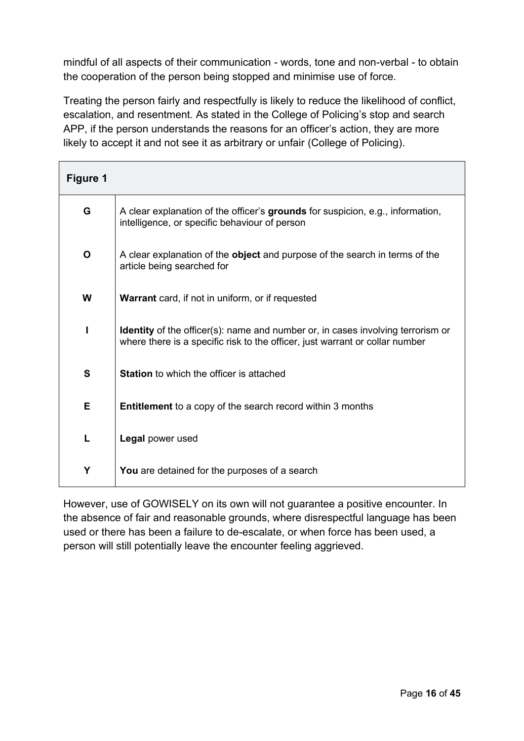mindful of all aspects of their communication - words, tone and non-verbal - to obtain the cooperation of the person being stopped and minimise use of force.

Treating the person fairly and respectfully is likely to reduce the likelihood of conflict, escalation, and resentment. As stated in the College of Policing's stop and search APP, if the person understands the reasons for an officer's action, they are more likely to accept it and not see it as arbitrary or unfair (College of Policing).

| **Figure 1** | |
|---|---|
| **G** | A clear explanation of the officer's **grounds** for suspicion, e.g., information, intelligence, or specific behaviour of person |
| **O** | A clear explanation of the **object** and purpose of the search in terms of the article being searched for |
| **W** | **Warrant** card, if not in uniform, or if requested |
| **I** | **Identity** of the officer(s): name and number or, in cases involving terrorism or where there is a specific risk to the officer, just warrant or collar number |
| **S** | **Station** to which the officer is attached |
| **E** | **Entitlement** to a copy of the search record within 3 months |
| **L** | **Legal** power used |
| **Y** | **You** are detained for the purposes of a search |

However, use of GOWISELY on its own will not guarantee a positive encounter. In the absence of fair and reasonable grounds, where disrespectful language has been used or there has been a failure to de-escalate, or when force has been used, a person will still potentially leave the encounter feeling aggrieved.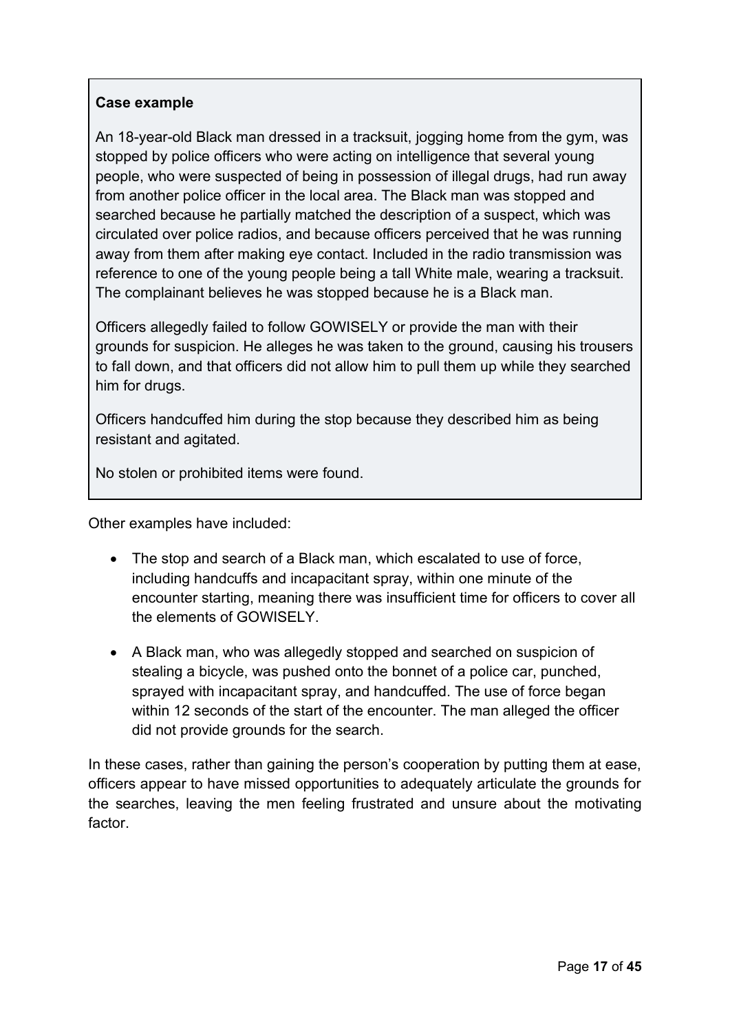**Case example**

An 18-year-old Black man dressed in a tracksuit, jogging home from the gym, was stopped by police officers who were acting on intelligence that several young people, who were suspected of being in possession of illegal drugs, had run away from another police officer in the local area. The Black man was stopped and searched because he partially matched the description of a suspect, which was circulated over police radios, and because officers perceived that he was running away from them after making eye contact. Included in the radio transmission was reference to one of the young people being a tall White male, wearing a tracksuit. The complainant believes he was stopped because he is a Black man.

Officers allegedly failed to follow GOWISELY or provide the man with their grounds for suspicion. He alleges he was taken to the ground, causing his trousers to fall down, and that officers did not allow him to pull them up while they searched him for drugs.

Officers handcuffed him during the stop because they described him as being resistant and agitated.

No stolen or prohibited items were found.

Other examples have included:

- The stop and search of a Black man, which escalated to use of force, including handcuffs and incapacitant spray, within one minute of the encounter starting, meaning there was insufficient time for officers to cover all the elements of GOWISELY.
- A Black man, who was allegedly stopped and searched on suspicion of stealing a bicycle, was pushed onto the bonnet of a police car, punched, sprayed with incapacitant spray, and handcuffed. The use of force began within 12 seconds of the start of the encounter. The man alleged the officer did not provide grounds for the search.

In these cases, rather than gaining the person's cooperation by putting them at ease, officers appear to have missed opportunities to adequately articulate the grounds for the searches, leaving the men feeling frustrated and unsure about the motivating factor.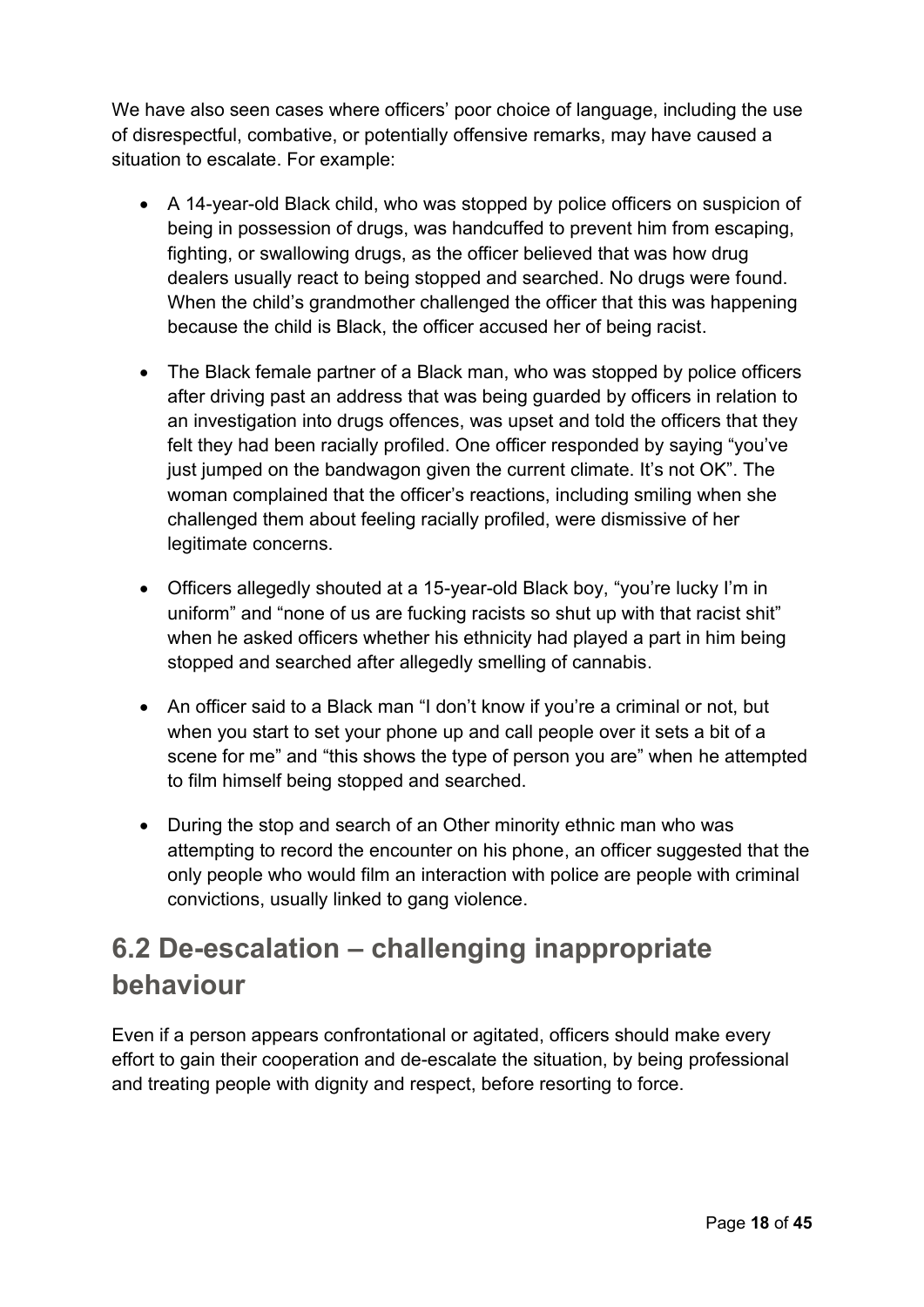We have also seen cases where officers' poor choice of language, including the use of disrespectful, combative, or potentially offensive remarks, may have caused a situation to escalate. For example:

- A 14-year-old Black child, who was stopped by police officers on suspicion of being in possession of drugs, was handcuffed to prevent him from escaping, fighting, or swallowing drugs, as the officer believed that was how drug dealers usually react to being stopped and searched. No drugs were found. When the child's grandmother challenged the officer that this was happening because the child is Black, the officer accused her of being racist.

- The Black female partner of a Black man, who was stopped by police officers after driving past an address that was being guarded by officers in relation to an investigation into drugs offences, was upset and told the officers that they felt they had been racially profiled. One officer responded by saying "you've just jumped on the bandwagon given the current climate. It's not OK". The woman complained that the officer's reactions, including smiling when she challenged them about feeling racially profiled, were dismissive of her legitimate concerns.

- Officers allegedly shouted at a 15-year-old Black boy, "you're lucky I'm in uniform" and "none of us are fucking racists so shut up with that racist shit" when he asked officers whether his ethnicity had played a part in him being stopped and searched after allegedly smelling of cannabis.

- An officer said to a Black man "I don't know if you're a criminal or not, but when you start to set your phone up and call people over it sets a bit of a scene for me" and "this shows the type of person you are" when he attempted to film himself being stopped and searched.

- During the stop and search of an Other minority ethnic man who was attempting to record the encounter on his phone, an officer suggested that the only people who would film an interaction with police are people with criminal convictions, usually linked to gang violence.

## 6.2 De-escalation – challenging inappropriate behaviour

Even if a person appears confrontational or agitated, officers should make every effort to gain their cooperation and de-escalate the situation, by being professional and treating people with dignity and respect, before resorting to force.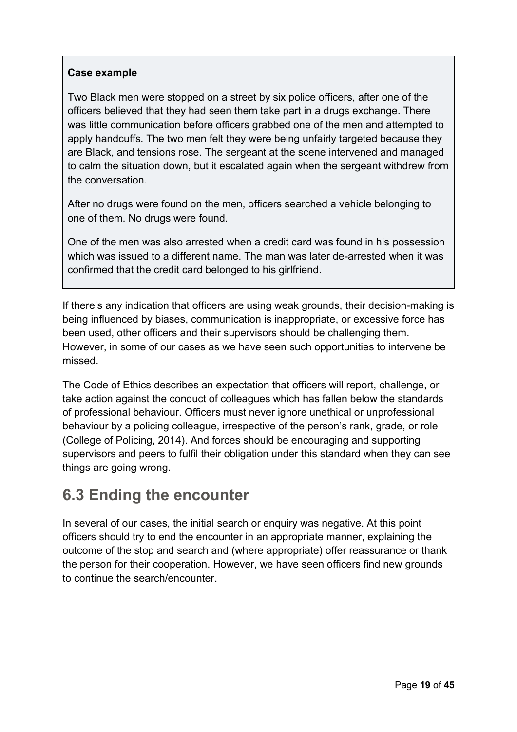> **Case example**
>
> Two Black men were stopped on a street by six police officers, after one of the officers believed that they had seen them take part in a drugs exchange. There was little communication before officers grabbed one of the men and attempted to apply handcuffs. The two men felt they were being unfairly targeted because they are Black, and tensions rose. The sergeant at the scene intervened and managed to calm the situation down, but it escalated again when the sergeant withdrew from the conversation.
>
> After no drugs were found on the men, officers searched a vehicle belonging to one of them. No drugs were found.
>
> One of the men was also arrested when a credit card was found in his possession which was issued to a different name. The man was later de-arrested when it was confirmed that the credit card belonged to his girlfriend.

If there's any indication that officers are using weak grounds, their decision-making is being influenced by biases, communication is inappropriate, or excessive force has been used, other officers and their supervisors should be challenging them. However, in some of our cases as we have seen such opportunities to intervene be missed.

The Code of Ethics describes an expectation that officers will report, challenge, or take action against the conduct of colleagues which has fallen below the standards of professional behaviour. Officers must never ignore unethical or unprofessional behaviour by a policing colleague, irrespective of the person's rank, grade, or role (College of Policing, 2014). And forces should be encouraging and supporting supervisors and peers to fulfil their obligation under this standard when they can see things are going wrong.

## 6.3 Ending the encounter

In several of our cases, the initial search or enquiry was negative. At this point officers should try to end the encounter in an appropriate manner, explaining the outcome of the stop and search and (where appropriate) offer reassurance or thank the person for their cooperation. However, we have seen officers find new grounds to continue the search/encounter.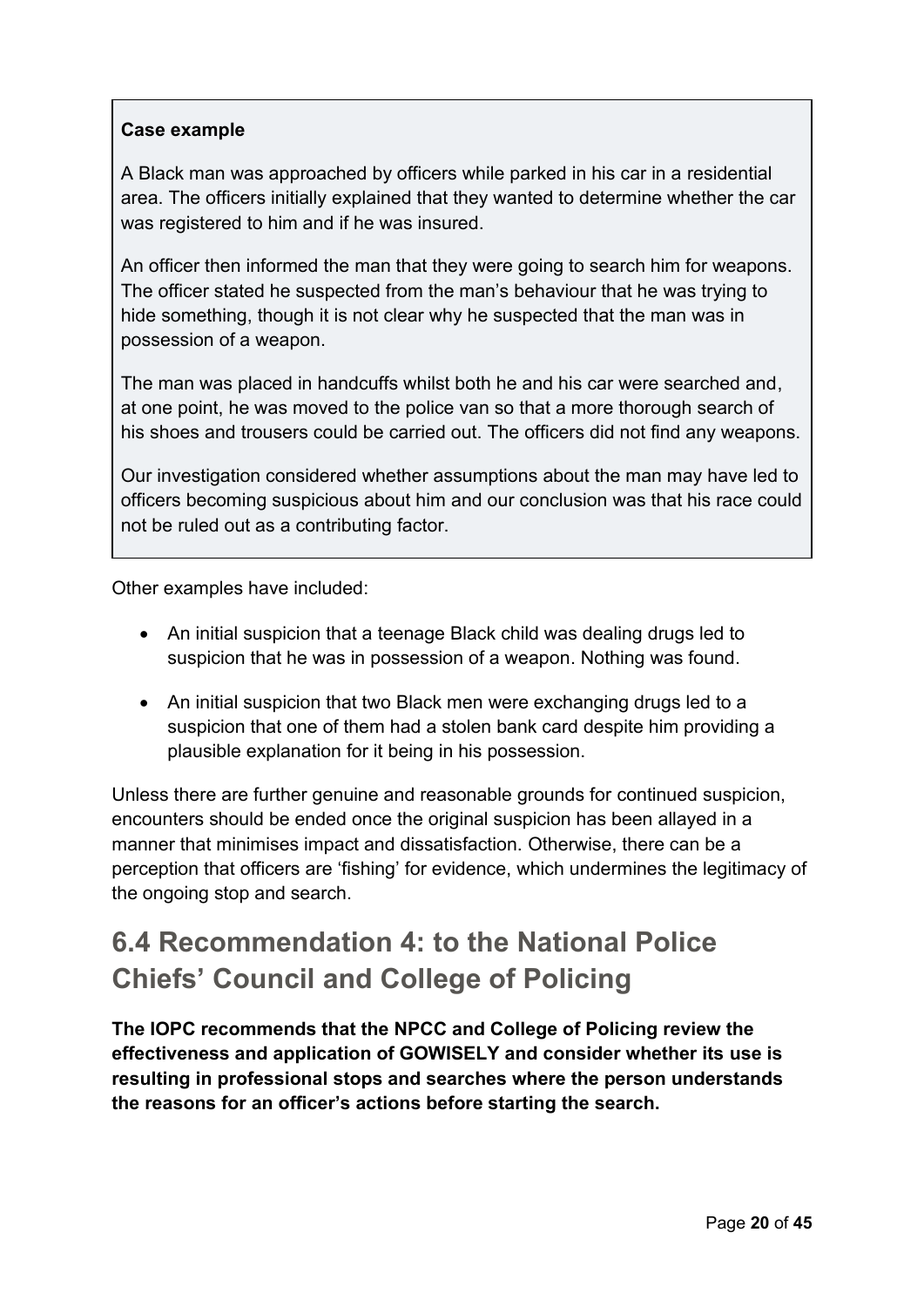> **Case example**
>
> A Black man was approached by officers while parked in his car in a residential area. The officers initially explained that they wanted to determine whether the car was registered to him and if he was insured.
>
> An officer then informed the man that they were going to search him for weapons. The officer stated he suspected from the man's behaviour that he was trying to hide something, though it is not clear why he suspected that the man was in possession of a weapon.
>
> The man was placed in handcuffs whilst both he and his car were searched and, at one point, he was moved to the police van so that a more thorough search of his shoes and trousers could be carried out. The officers did not find any weapons.
>
> Our investigation considered whether assumptions about the man may have led to officers becoming suspicious about him and our conclusion was that his race could not be ruled out as a contributing factor.

Other examples have included:

- An initial suspicion that a teenage Black child was dealing drugs led to suspicion that he was in possession of a weapon. Nothing was found.
- An initial suspicion that two Black men were exchanging drugs led to a suspicion that one of them had a stolen bank card despite him providing a plausible explanation for it being in his possession.

Unless there are further genuine and reasonable grounds for continued suspicion, encounters should be ended once the original suspicion has been allayed in a manner that minimises impact and dissatisfaction. Otherwise, there can be a perception that officers are 'fishing' for evidence, which undermines the legitimacy of the ongoing stop and search.

## 6.4 Recommendation 4: to the National Police Chiefs' Council and College of Policing

**The IOPC recommends that the NPCC and College of Policing review the effectiveness and application of GOWISELY and consider whether its use is resulting in professional stops and searches where the person understands the reasons for an officer's actions before starting the search.**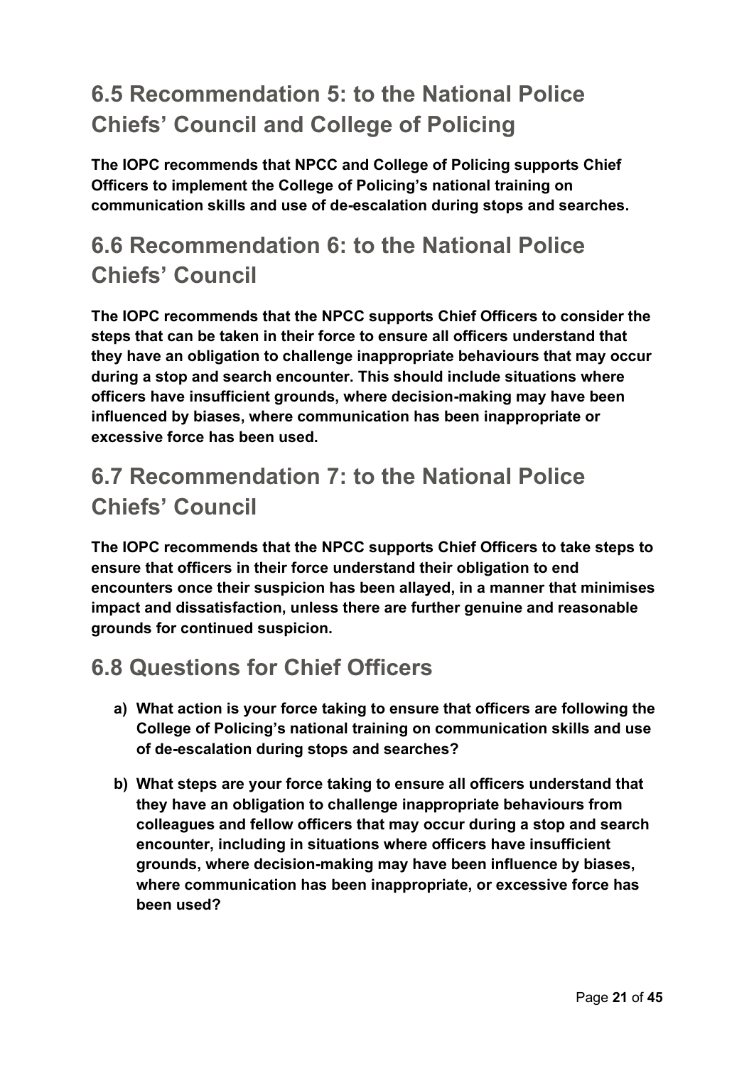## 6.5 Recommendation 5: to the National Police Chiefs' Council and College of Policing

**The IOPC recommends that NPCC and College of Policing supports Chief Officers to implement the College of Policing's national training on communication skills and use of de-escalation during stops and searches.**

## 6.6 Recommendation 6: to the National Police Chiefs' Council

**The IOPC recommends that the NPCC supports Chief Officers to consider the steps that can be taken in their force to ensure all officers understand that they have an obligation to challenge inappropriate behaviours that may occur during a stop and search encounter. This should include situations where officers have insufficient grounds, where decision-making may have been influenced by biases, where communication has been inappropriate or excessive force has been used.**

## 6.7 Recommendation 7: to the National Police Chiefs' Council

**The IOPC recommends that the NPCC supports Chief Officers to take steps to ensure that officers in their force understand their obligation to end encounters once their suspicion has been allayed, in a manner that minimises impact and dissatisfaction, unless there are further genuine and reasonable grounds for continued suspicion.**

## 6.8 Questions for Chief Officers

**a) What action is your force taking to ensure that officers are following the College of Policing's national training on communication skills and use of de-escalation during stops and searches?**

**b) What steps are your force taking to ensure all officers understand that they have an obligation to challenge inappropriate behaviours from colleagues and fellow officers that may occur during a stop and search encounter, including in situations where officers have insufficient grounds, where decision-making may have been influence by biases, where communication has been inappropriate, or excessive force has been used?**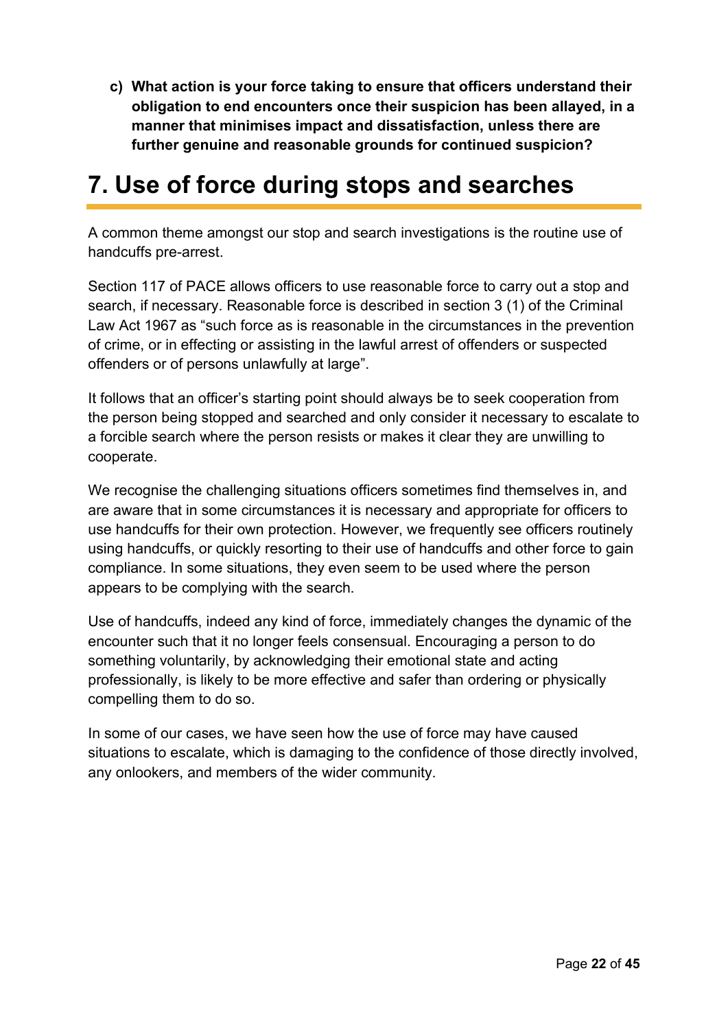c) **What action is your force taking to ensure that officers understand their obligation to end encounters once their suspicion has been allayed, in a manner that minimises impact and dissatisfaction, unless there are further genuine and reasonable grounds for continued suspicion?**

# 7. Use of force during stops and searches

A common theme amongst our stop and search investigations is the routine use of handcuffs pre-arrest.

Section 117 of PACE allows officers to use reasonable force to carry out a stop and search, if necessary. Reasonable force is described in section 3 (1) of the Criminal Law Act 1967 as "such force as is reasonable in the circumstances in the prevention of crime, or in effecting or assisting in the lawful arrest of offenders or suspected offenders or of persons unlawfully at large".

It follows that an officer's starting point should always be to seek cooperation from the person being stopped and searched and only consider it necessary to escalate to a forcible search where the person resists or makes it clear they are unwilling to cooperate.

We recognise the challenging situations officers sometimes find themselves in, and are aware that in some circumstances it is necessary and appropriate for officers to use handcuffs for their own protection. However, we frequently see officers routinely using handcuffs, or quickly resorting to their use of handcuffs and other force to gain compliance. In some situations, they even seem to be used where the person appears to be complying with the search.

Use of handcuffs, indeed any kind of force, immediately changes the dynamic of the encounter such that it no longer feels consensual. Encouraging a person to do something voluntarily, by acknowledging their emotional state and acting professionally, is likely to be more effective and safer than ordering or physically compelling them to do so.

In some of our cases, we have seen how the use of force may have caused situations to escalate, which is damaging to the confidence of those directly involved, any onlookers, and members of the wider community.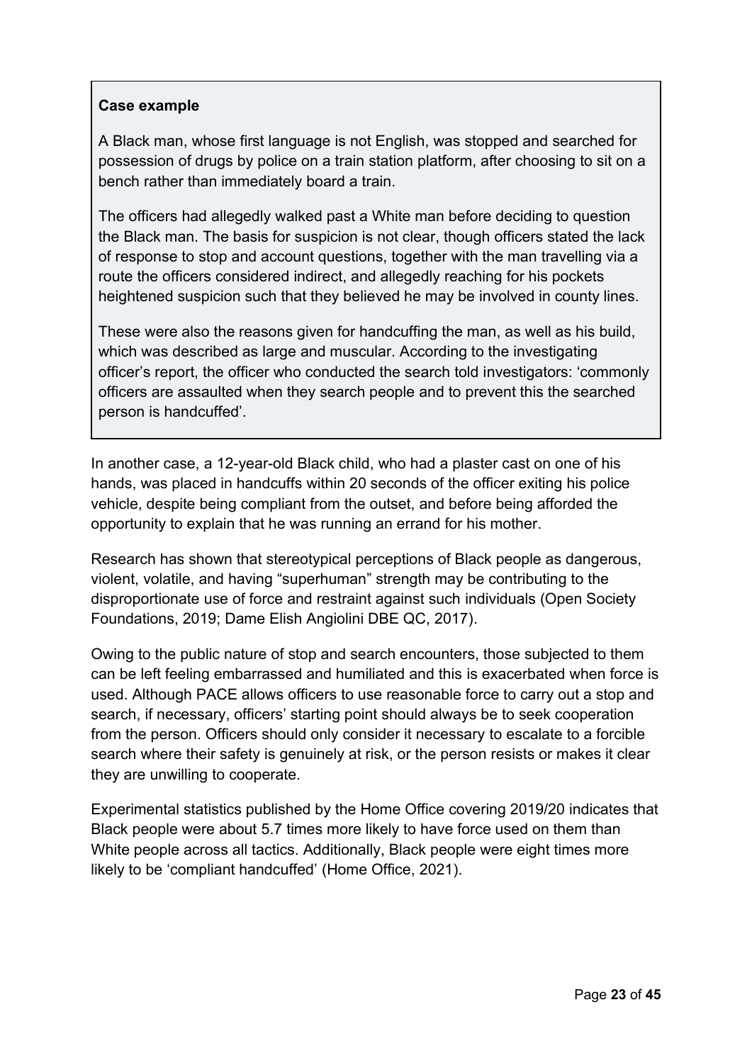**Case example**

A Black man, whose first language is not English, was stopped and searched for possession of drugs by police on a train station platform, after choosing to sit on a bench rather than immediately board a train.

The officers had allegedly walked past a White man before deciding to question the Black man. The basis for suspicion is not clear, though officers stated the lack of response to stop and account questions, together with the man travelling via a route the officers considered indirect, and allegedly reaching for his pockets heightened suspicion such that they believed he may be involved in county lines.

These were also the reasons given for handcuffing the man, as well as his build, which was described as large and muscular. According to the investigating officer's report, the officer who conducted the search told investigators: 'commonly officers are assaulted when they search people and to prevent this the searched person is handcuffed'.

In another case, a 12-year-old Black child, who had a plaster cast on one of his hands, was placed in handcuffs within 20 seconds of the officer exiting his police vehicle, despite being compliant from the outset, and before being afforded the opportunity to explain that he was running an errand for his mother.

Research has shown that stereotypical perceptions of Black people as dangerous, violent, volatile, and having "superhuman" strength may be contributing to the disproportionate use of force and restraint against such individuals (Open Society Foundations, 2019; Dame Elish Angiolini DBE QC, 2017).

Owing to the public nature of stop and search encounters, those subjected to them can be left feeling embarrassed and humiliated and this is exacerbated when force is used. Although PACE allows officers to use reasonable force to carry out a stop and search, if necessary, officers' starting point should always be to seek cooperation from the person. Officers should only consider it necessary to escalate to a forcible search where their safety is genuinely at risk, or the person resists or makes it clear they are unwilling to cooperate.

Experimental statistics published by the Home Office covering 2019/20 indicates that Black people were about 5.7 times more likely to have force used on them than White people across all tactics. Additionally, Black people were eight times more likely to be 'compliant handcuffed' (Home Office, 2021).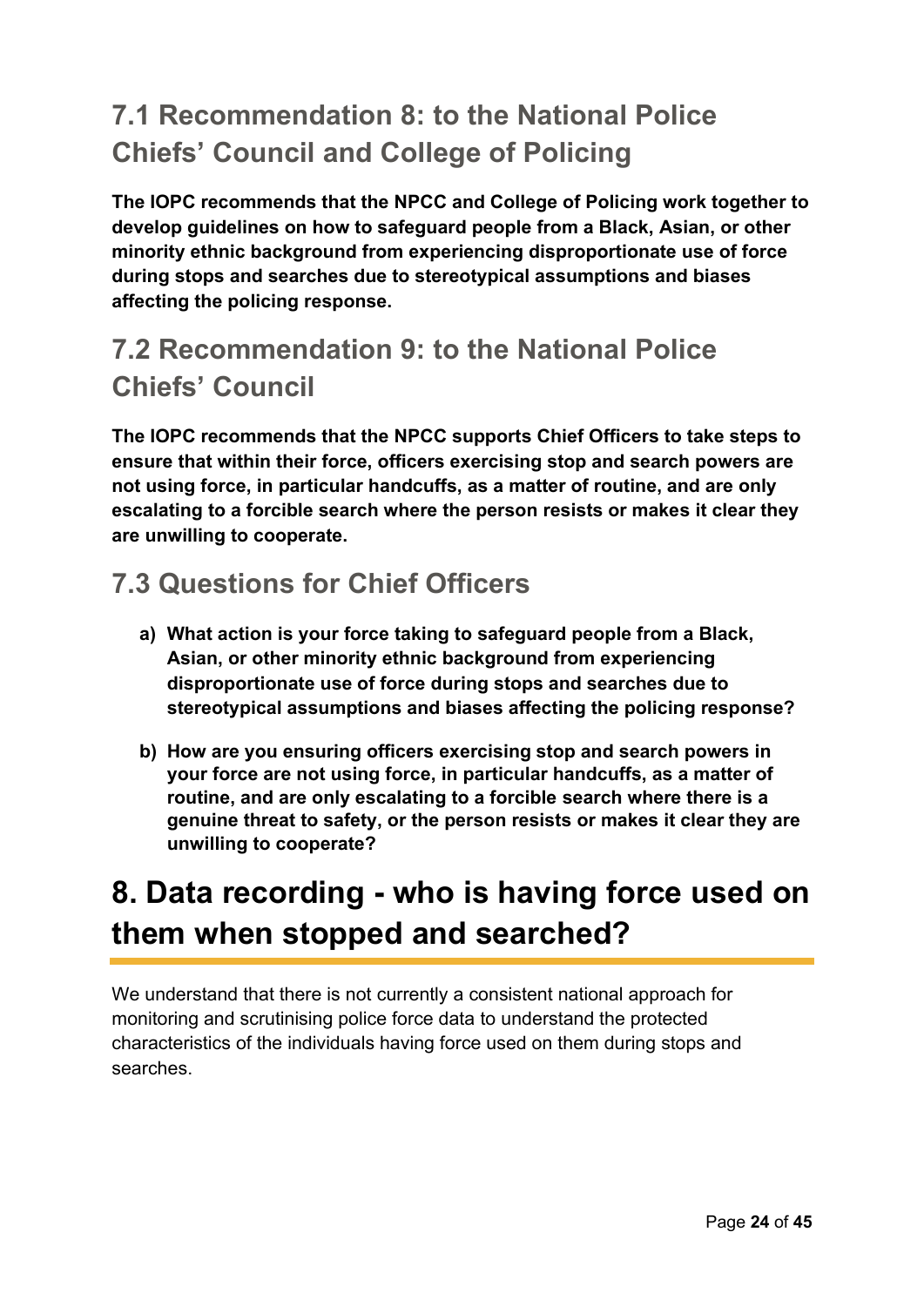## 7.1 Recommendation 8: to the National Police Chiefs' Council and College of Policing

**The IOPC recommends that the NPCC and College of Policing work together to develop guidelines on how to safeguard people from a Black, Asian, or other minority ethnic background from experiencing disproportionate use of force during stops and searches due to stereotypical assumptions and biases affecting the policing response.**

## 7.2 Recommendation 9: to the National Police Chiefs' Council

**The IOPC recommends that the NPCC supports Chief Officers to take steps to ensure that within their force, officers exercising stop and search powers are not using force, in particular handcuffs, as a matter of routine, and are only escalating to a forcible search where the person resists or makes it clear they are unwilling to cooperate.**

## 7.3 Questions for Chief Officers

a) **What action is your force taking to safeguard people from a Black, Asian, or other minority ethnic background from experiencing disproportionate use of force during stops and searches due to stereotypical assumptions and biases affecting the policing response?**

b) **How are you ensuring officers exercising stop and search powers in your force are not using force, in particular handcuffs, as a matter of routine, and are only escalating to a forcible search where there is a genuine threat to safety, or the person resists or makes it clear they are unwilling to cooperate?**

# 8. Data recording - who is having force used on them when stopped and searched?

We understand that there is not currently a consistent national approach for monitoring and scrutinising police force data to understand the protected characteristics of the individuals having force used on them during stops and searches.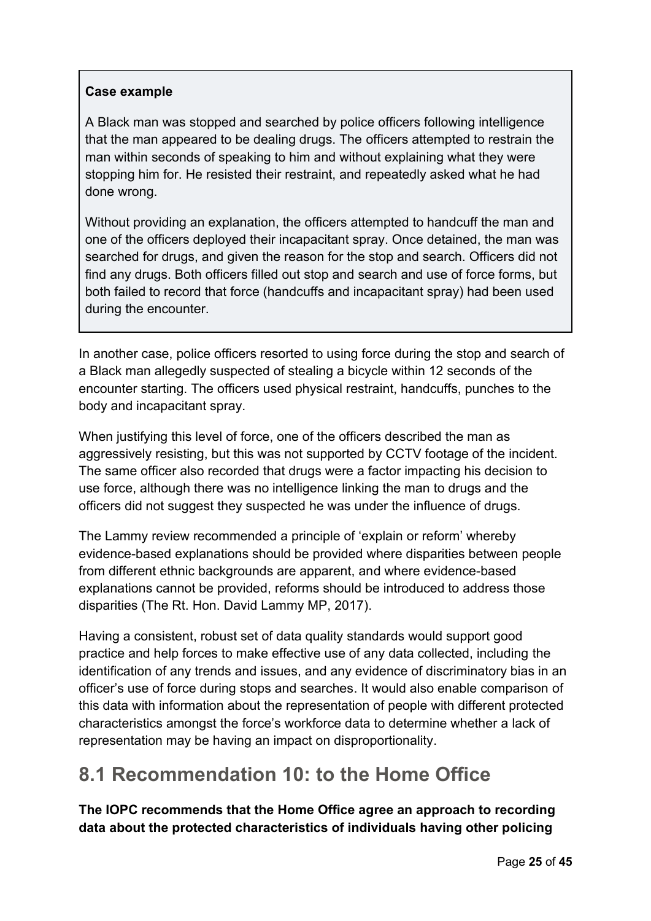> **Case example**
>
> A Black man was stopped and searched by police officers following intelligence that the man appeared to be dealing drugs. The officers attempted to restrain the man within seconds of speaking to him and without explaining what they were stopping him for. He resisted their restraint, and repeatedly asked what he had done wrong.
>
> Without providing an explanation, the officers attempted to handcuff the man and one of the officers deployed their incapacitant spray. Once detained, the man was searched for drugs, and given the reason for the stop and search. Officers did not find any drugs. Both officers filled out stop and search and use of force forms, but both failed to record that force (handcuffs and incapacitant spray) had been used during the encounter.

In another case, police officers resorted to using force during the stop and search of a Black man allegedly suspected of stealing a bicycle within 12 seconds of the encounter starting. The officers used physical restraint, handcuffs, punches to the body and incapacitant spray.

When justifying this level of force, one of the officers described the man as aggressively resisting, but this was not supported by CCTV footage of the incident. The same officer also recorded that drugs were a factor impacting his decision to use force, although there was no intelligence linking the man to drugs and the officers did not suggest they suspected he was under the influence of drugs.

The Lammy review recommended a principle of 'explain or reform' whereby evidence-based explanations should be provided where disparities between people from different ethnic backgrounds are apparent, and where evidence-based explanations cannot be provided, reforms should be introduced to address those disparities (The Rt. Hon. David Lammy MP, 2017).

Having a consistent, robust set of data quality standards would support good practice and help forces to make effective use of any data collected, including the identification of any trends and issues, and any evidence of discriminatory bias in an officer's use of force during stops and searches. It would also enable comparison of this data with information about the representation of people with different protected characteristics amongst the force's workforce data to determine whether a lack of representation may be having an impact on disproportionality.

## 8.1 Recommendation 10: to the Home Office

**The IOPC recommends that the Home Office agree an approach to recording data about the protected characteristics of individuals having other policing**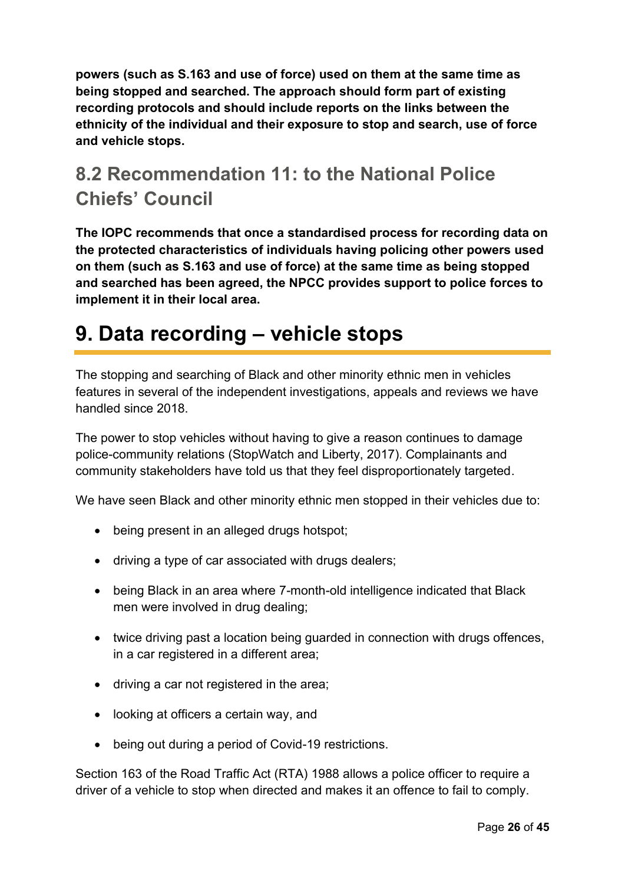**powers (such as S.163 and use of force) used on them at the same time as being stopped and searched. The approach should form part of existing recording protocols and should include reports on the links between the ethnicity of the individual and their exposure to stop and search, use of force and vehicle stops.**

## 8.2 Recommendation 11: to the National Police Chiefs' Council

**The IOPC recommends that once a standardised process for recording data on the protected characteristics of individuals having policing other powers used on them (such as S.163 and use of force) at the same time as being stopped and searched has been agreed, the NPCC provides support to police forces to implement it in their local area.**

# 9. Data recording – vehicle stops

The stopping and searching of Black and other minority ethnic men in vehicles features in several of the independent investigations, appeals and reviews we have handled since 2018.

The power to stop vehicles without having to give a reason continues to damage police-community relations (StopWatch and Liberty, 2017). Complainants and community stakeholders have told us that they feel disproportionately targeted.

We have seen Black and other minority ethnic men stopped in their vehicles due to:

- being present in an alleged drugs hotspot;
- driving a type of car associated with drugs dealers;
- being Black in an area where 7-month-old intelligence indicated that Black men were involved in drug dealing;
- twice driving past a location being guarded in connection with drugs offences, in a car registered in a different area;
- driving a car not registered in the area;
- looking at officers a certain way, and
- being out during a period of Covid-19 restrictions.

Section 163 of the Road Traffic Act (RTA) 1988 allows a police officer to require a driver of a vehicle to stop when directed and makes it an offence to fail to comply.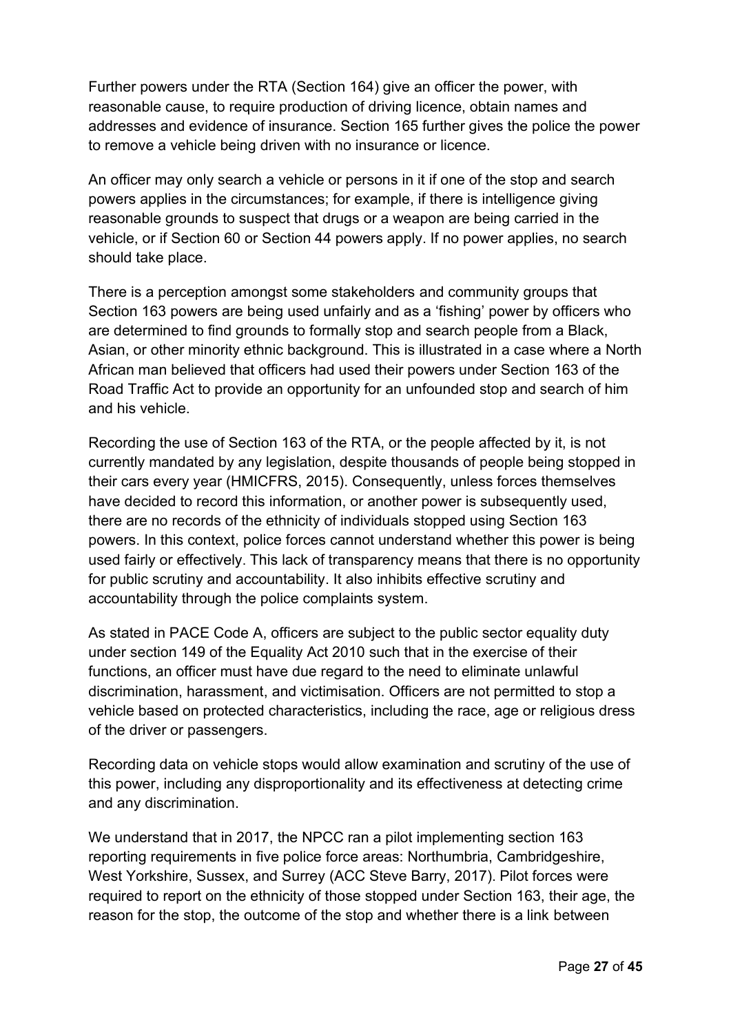Further powers under the RTA (Section 164) give an officer the power, with reasonable cause, to require production of driving licence, obtain names and addresses and evidence of insurance. Section 165 further gives the police the power to remove a vehicle being driven with no insurance or licence.

An officer may only search a vehicle or persons in it if one of the stop and search powers applies in the circumstances; for example, if there is intelligence giving reasonable grounds to suspect that drugs or a weapon are being carried in the vehicle, or if Section 60 or Section 44 powers apply. If no power applies, no search should take place.

There is a perception amongst some stakeholders and community groups that Section 163 powers are being used unfairly and as a 'fishing' power by officers who are determined to find grounds to formally stop and search people from a Black, Asian, or other minority ethnic background. This is illustrated in a case where a North African man believed that officers had used their powers under Section 163 of the Road Traffic Act to provide an opportunity for an unfounded stop and search of him and his vehicle.

Recording the use of Section 163 of the RTA, or the people affected by it, is not currently mandated by any legislation, despite thousands of people being stopped in their cars every year (HMICFRS, 2015). Consequently, unless forces themselves have decided to record this information, or another power is subsequently used, there are no records of the ethnicity of individuals stopped using Section 163 powers. In this context, police forces cannot understand whether this power is being used fairly or effectively. This lack of transparency means that there is no opportunity for public scrutiny and accountability. It also inhibits effective scrutiny and accountability through the police complaints system.

As stated in PACE Code A, officers are subject to the public sector equality duty under section 149 of the Equality Act 2010 such that in the exercise of their functions, an officer must have due regard to the need to eliminate unlawful discrimination, harassment, and victimisation. Officers are not permitted to stop a vehicle based on protected characteristics, including the race, age or religious dress of the driver or passengers.

Recording data on vehicle stops would allow examination and scrutiny of the use of this power, including any disproportionality and its effectiveness at detecting crime and any discrimination.

We understand that in 2017, the NPCC ran a pilot implementing section 163 reporting requirements in five police force areas: Northumbria, Cambridgeshire, West Yorkshire, Sussex, and Surrey (ACC Steve Barry, 2017). Pilot forces were required to report on the ethnicity of those stopped under Section 163, their age, the reason for the stop, the outcome of the stop and whether there is a link between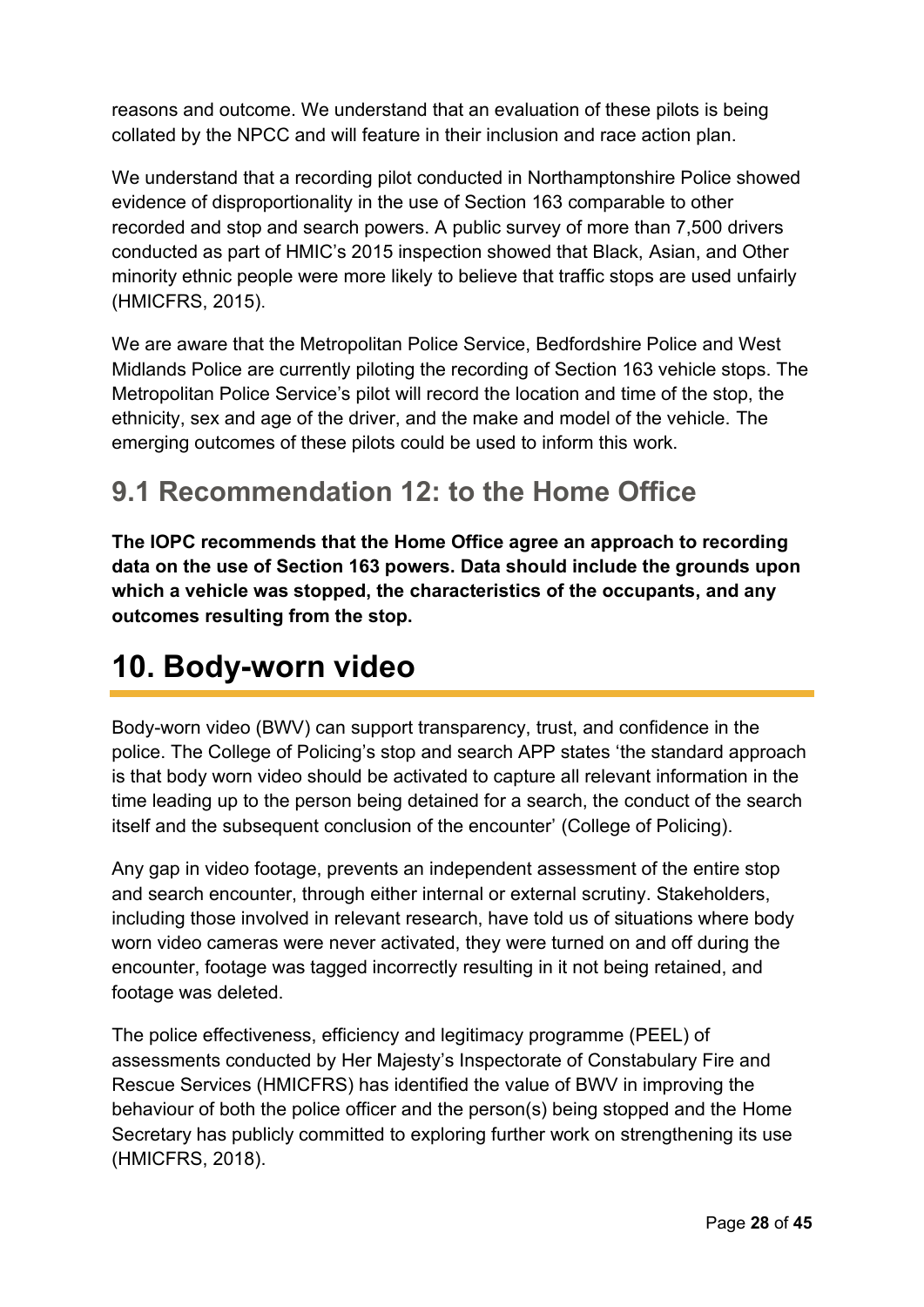reasons and outcome. We understand that an evaluation of these pilots is being collated by the NPCC and will feature in their inclusion and race action plan.

We understand that a recording pilot conducted in Northamptonshire Police showed evidence of disproportionality in the use of Section 163 comparable to other recorded and stop and search powers. A public survey of more than 7,500 drivers conducted as part of HMIC's 2015 inspection showed that Black, Asian, and Other minority ethnic people were more likely to believe that traffic stops are used unfairly (HMICFRS, 2015).

We are aware that the Metropolitan Police Service, Bedfordshire Police and West Midlands Police are currently piloting the recording of Section 163 vehicle stops. The Metropolitan Police Service's pilot will record the location and time of the stop, the ethnicity, sex and age of the driver, and the make and model of the vehicle. The emerging outcomes of these pilots could be used to inform this work.

## 9.1 Recommendation 12: to the Home Office

**The IOPC recommends that the Home Office agree an approach to recording data on the use of Section 163 powers. Data should include the grounds upon which a vehicle was stopped, the characteristics of the occupants, and any outcomes resulting from the stop.**

# 10. Body-worn video

Body-worn video (BWV) can support transparency, trust, and confidence in the police. The College of Policing's stop and search APP states 'the standard approach is that body worn video should be activated to capture all relevant information in the time leading up to the person being detained for a search, the conduct of the search itself and the subsequent conclusion of the encounter' (College of Policing).

Any gap in video footage, prevents an independent assessment of the entire stop and search encounter, through either internal or external scrutiny. Stakeholders, including those involved in relevant research, have told us of situations where body worn video cameras were never activated, they were turned on and off during the encounter, footage was tagged incorrectly resulting in it not being retained, and footage was deleted.

The police effectiveness, efficiency and legitimacy programme (PEEL) of assessments conducted by Her Majesty's Inspectorate of Constabulary Fire and Rescue Services (HMICFRS) has identified the value of BWV in improving the behaviour of both the police officer and the person(s) being stopped and the Home Secretary has publicly committed to exploring further work on strengthening its use (HMICFRS, 2018).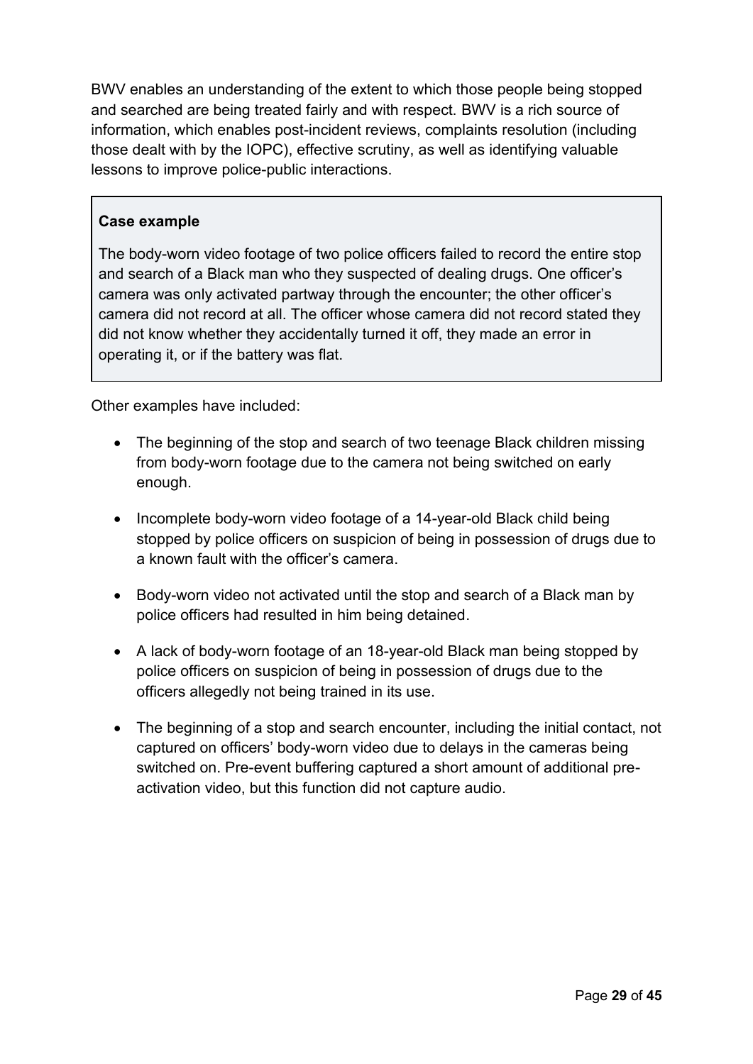BWV enables an understanding of the extent to which those people being stopped and searched are being treated fairly and with respect. BWV is a rich source of information, which enables post-incident reviews, complaints resolution (including those dealt with by the IOPC), effective scrutiny, as well as identifying valuable lessons to improve police-public interactions.

> **Case example**
>
> The body-worn video footage of two police officers failed to record the entire stop and search of a Black man who they suspected of dealing drugs. One officer's camera was only activated partway through the encounter; the other officer's camera did not record at all. The officer whose camera did not record stated they did not know whether they accidentally turned it off, they made an error in operating it, or if the battery was flat.

Other examples have included:

- The beginning of the stop and search of two teenage Black children missing from body-worn footage due to the camera not being switched on early enough.
- Incomplete body-worn video footage of a 14-year-old Black child being stopped by police officers on suspicion of being in possession of drugs due to a known fault with the officer's camera.
- Body-worn video not activated until the stop and search of a Black man by police officers had resulted in him being detained.
- A lack of body-worn footage of an 18-year-old Black man being stopped by police officers on suspicion of being in possession of drugs due to the officers allegedly not being trained in its use.
- The beginning of a stop and search encounter, including the initial contact, not captured on officers' body-worn video due to delays in the cameras being switched on. Pre-event buffering captured a short amount of additional pre-activation video, but this function did not capture audio.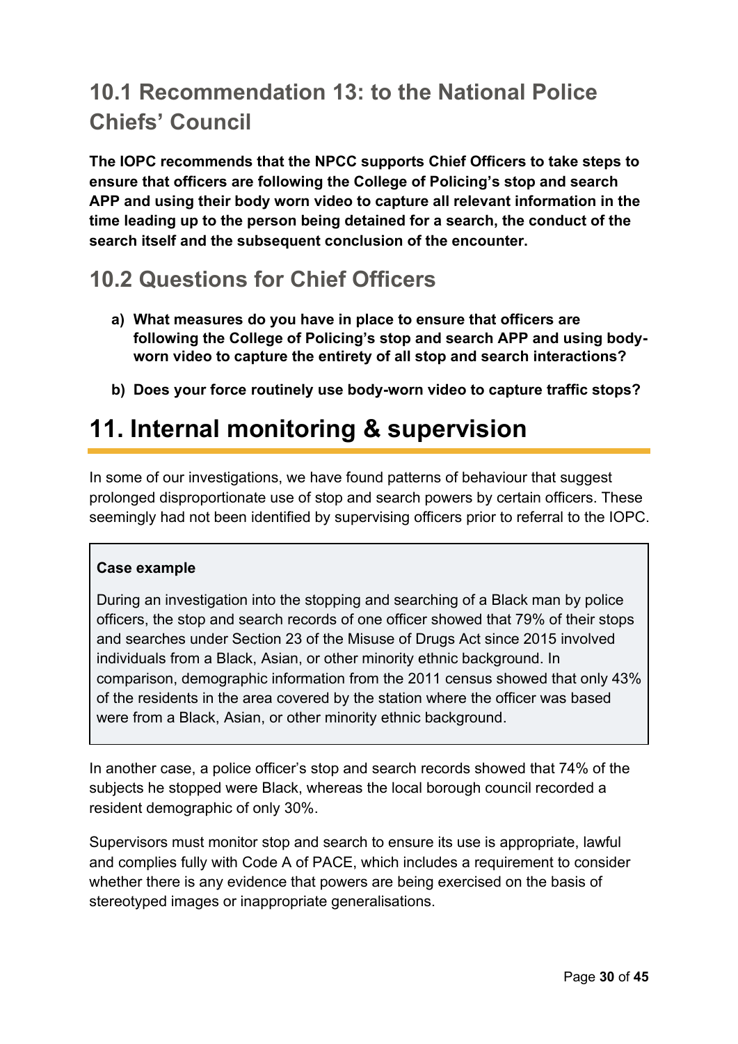## 10.1 Recommendation 13: to the National Police Chiefs' Council

**The IOPC recommends that the NPCC supports Chief Officers to take steps to ensure that officers are following the College of Policing's stop and search APP and using their body worn video to capture all relevant information in the time leading up to the person being detained for a search, the conduct of the search itself and the subsequent conclusion of the encounter.**

## 10.2 Questions for Chief Officers

a) **What measures do you have in place to ensure that officers are following the College of Policing's stop and search APP and using body-worn video to capture the entirety of all stop and search interactions?**

b) **Does your force routinely use body-worn video to capture traffic stops?**

# 11. Internal monitoring & supervision

In some of our investigations, we have found patterns of behaviour that suggest prolonged disproportionate use of stop and search powers by certain officers. These seemingly had not been identified by supervising officers prior to referral to the IOPC.

> **Case example**
>
> During an investigation into the stopping and searching of a Black man by police officers, the stop and search records of one officer showed that 79% of their stops and searches under Section 23 of the Misuse of Drugs Act since 2015 involved individuals from a Black, Asian, or other minority ethnic background. In comparison, demographic information from the 2011 census showed that only 43% of the residents in the area covered by the station where the officer was based were from a Black, Asian, or other minority ethnic background.

In another case, a police officer's stop and search records showed that 74% of the subjects he stopped were Black, whereas the local borough council recorded a resident demographic of only 30%.

Supervisors must monitor stop and search to ensure its use is appropriate, lawful and complies fully with Code A of PACE, which includes a requirement to consider whether there is any evidence that powers are being exercised on the basis of stereotyped images or inappropriate generalisations.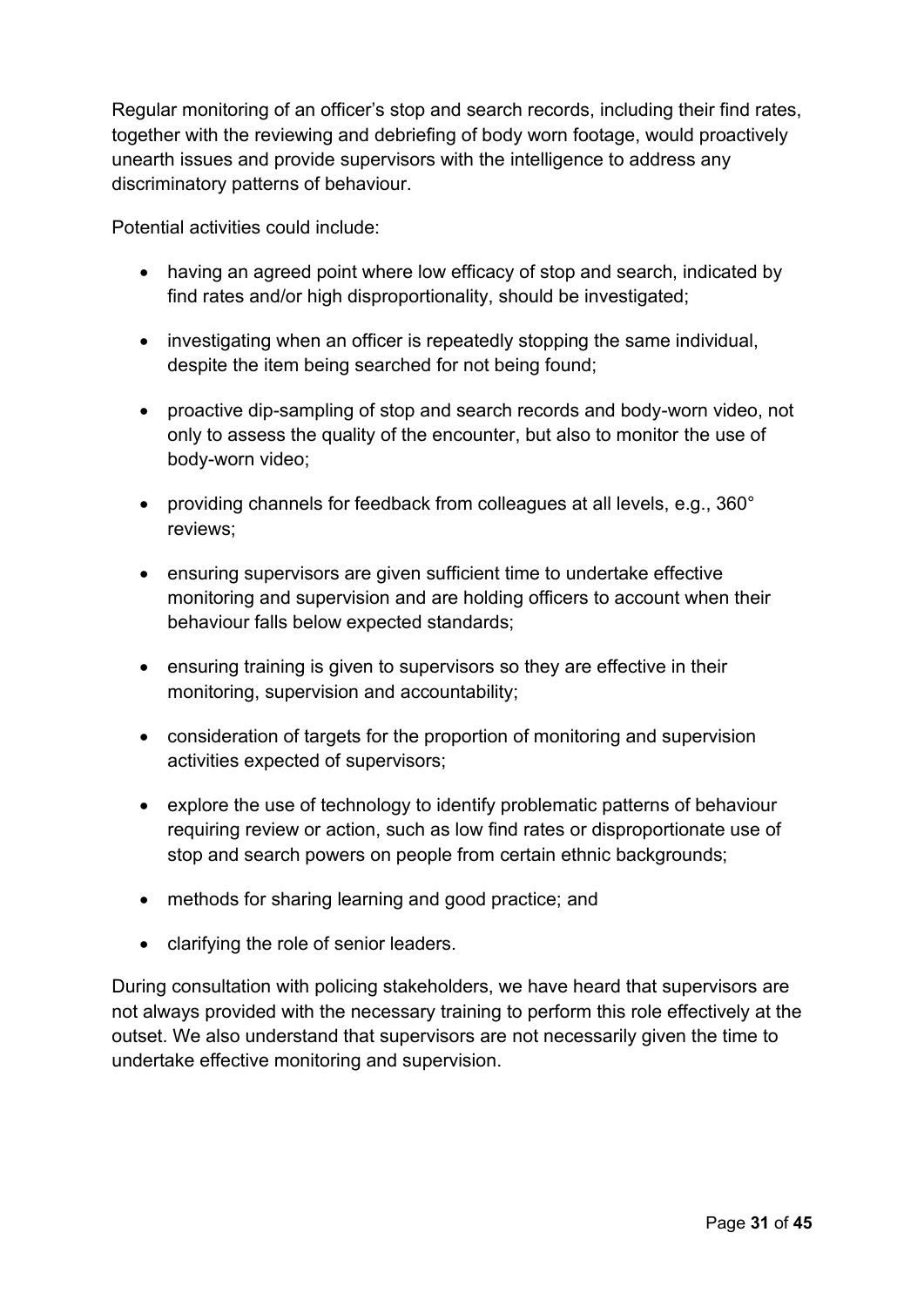Regular monitoring of an officer's stop and search records, including their find rates, together with the reviewing and debriefing of body worn footage, would proactively unearth issues and provide supervisors with the intelligence to address any discriminatory patterns of behaviour.

Potential activities could include:

- having an agreed point where low efficacy of stop and search, indicated by find rates and/or high disproportionality, should be investigated;
- investigating when an officer is repeatedly stopping the same individual, despite the item being searched for not being found;
- proactive dip-sampling of stop and search records and body-worn video, not only to assess the quality of the encounter, but also to monitor the use of body-worn video;
- providing channels for feedback from colleagues at all levels, e.g., 360° reviews;
- ensuring supervisors are given sufficient time to undertake effective monitoring and supervision and are holding officers to account when their behaviour falls below expected standards;
- ensuring training is given to supervisors so they are effective in their monitoring, supervision and accountability;
- consideration of targets for the proportion of monitoring and supervision activities expected of supervisors;
- explore the use of technology to identify problematic patterns of behaviour requiring review or action, such as low find rates or disproportionate use of stop and search powers on people from certain ethnic backgrounds;
- methods for sharing learning and good practice; and
- clarifying the role of senior leaders.

During consultation with policing stakeholders, we have heard that supervisors are not always provided with the necessary training to perform this role effectively at the outset. We also understand that supervisors are not necessarily given the time to undertake effective monitoring and supervision.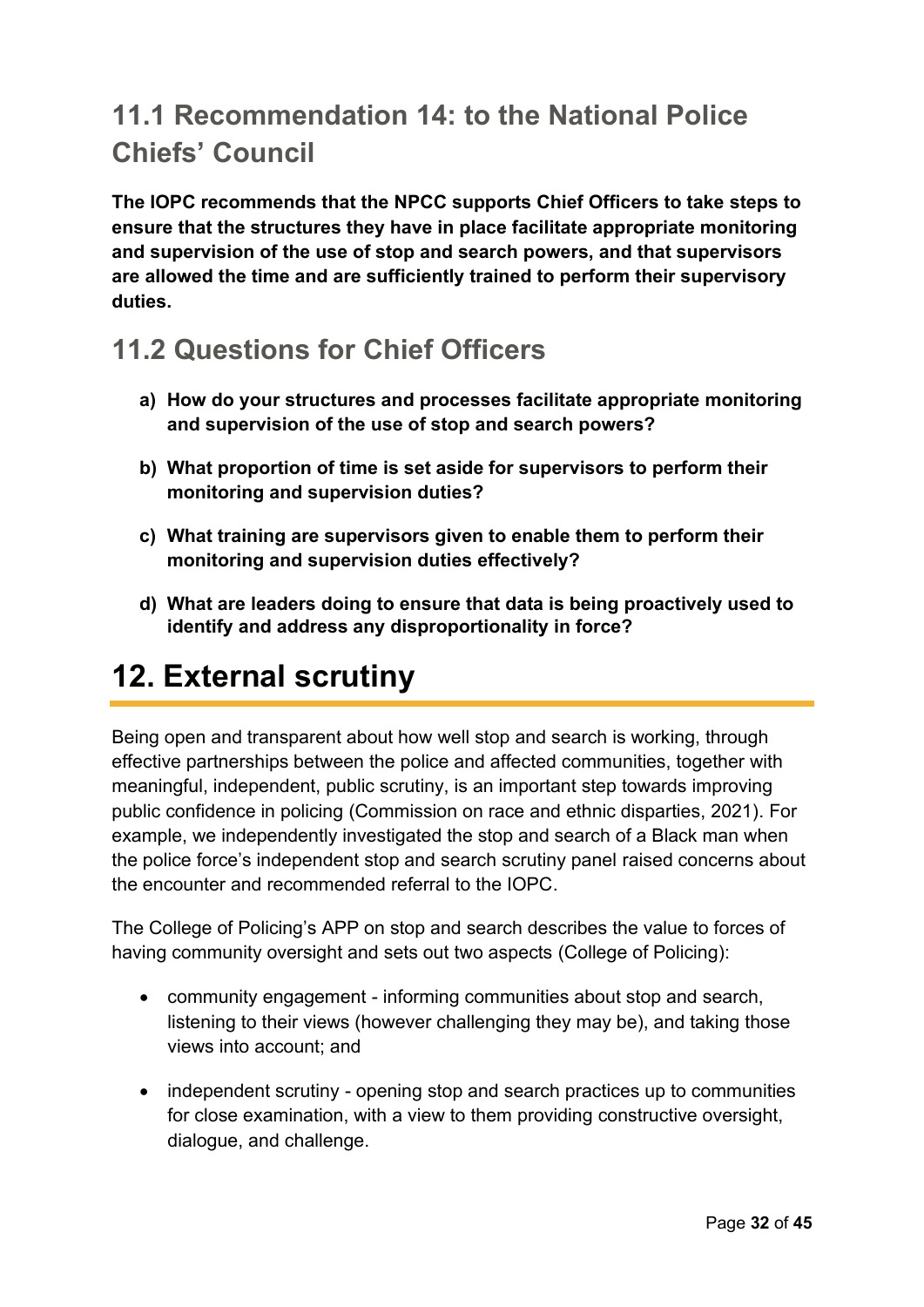## 11.1 Recommendation 14: to the National Police Chiefs' Council

**The IOPC recommends that the NPCC supports Chief Officers to take steps to ensure that the structures they have in place facilitate appropriate monitoring and supervision of the use of stop and search powers, and that supervisors are allowed the time and are sufficiently trained to perform their supervisory duties.**

## 11.2 Questions for Chief Officers

a) **How do your structures and processes facilitate appropriate monitoring and supervision of the use of stop and search powers?**

b) **What proportion of time is set aside for supervisors to perform their monitoring and supervision duties?**

c) **What training are supervisors given to enable them to perform their monitoring and supervision duties effectively?**

d) **What are leaders doing to ensure that data is being proactively used to identify and address any disproportionality in force?**

# 12. External scrutiny

Being open and transparent about how well stop and search is working, through effective partnerships between the police and affected communities, together with meaningful, independent, public scrutiny, is an important step towards improving public confidence in policing (Commission on race and ethnic disparties, 2021). For example, we independently investigated the stop and search of a Black man when the police force's independent stop and search scrutiny panel raised concerns about the encounter and recommended referral to the IOPC.

The College of Policing's APP on stop and search describes the value to forces of having community oversight and sets out two aspects (College of Policing):

- community engagement - informing communities about stop and search, listening to their views (however challenging they may be), and taking those views into account; and
- independent scrutiny - opening stop and search practices up to communities for close examination, with a view to them providing constructive oversight, dialogue, and challenge.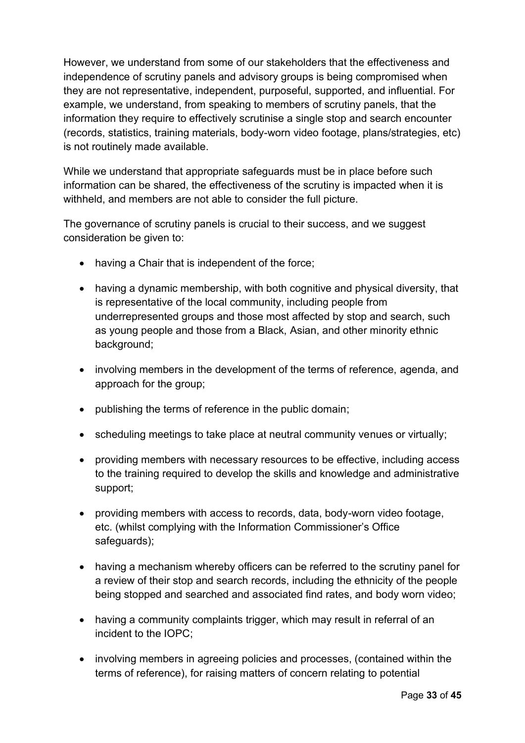However, we understand from some of our stakeholders that the effectiveness and independence of scrutiny panels and advisory groups is being compromised when they are not representative, independent, purposeful, supported, and influential. For example, we understand, from speaking to members of scrutiny panels, that the information they require to effectively scrutinise a single stop and search encounter (records, statistics, training materials, body-worn video footage, plans/strategies, etc) is not routinely made available.

While we understand that appropriate safeguards must be in place before such information can be shared, the effectiveness of the scrutiny is impacted when it is withheld, and members are not able to consider the full picture.

The governance of scrutiny panels is crucial to their success, and we suggest consideration be given to:

- having a Chair that is independent of the force;
- having a dynamic membership, with both cognitive and physical diversity, that is representative of the local community, including people from underrepresented groups and those most affected by stop and search, such as young people and those from a Black, Asian, and other minority ethnic background;
- involving members in the development of the terms of reference, agenda, and approach for the group;
- publishing the terms of reference in the public domain;
- scheduling meetings to take place at neutral community venues or virtually;
- providing members with necessary resources to be effective, including access to the training required to develop the skills and knowledge and administrative support;
- providing members with access to records, data, body-worn video footage, etc. (whilst complying with the Information Commissioner's Office safeguards);
- having a mechanism whereby officers can be referred to the scrutiny panel for a review of their stop and search records, including the ethnicity of the people being stopped and searched and associated find rates, and body worn video;
- having a community complaints trigger, which may result in referral of an incident to the IOPC;
- involving members in agreeing policies and processes, (contained within the terms of reference), for raising matters of concern relating to potential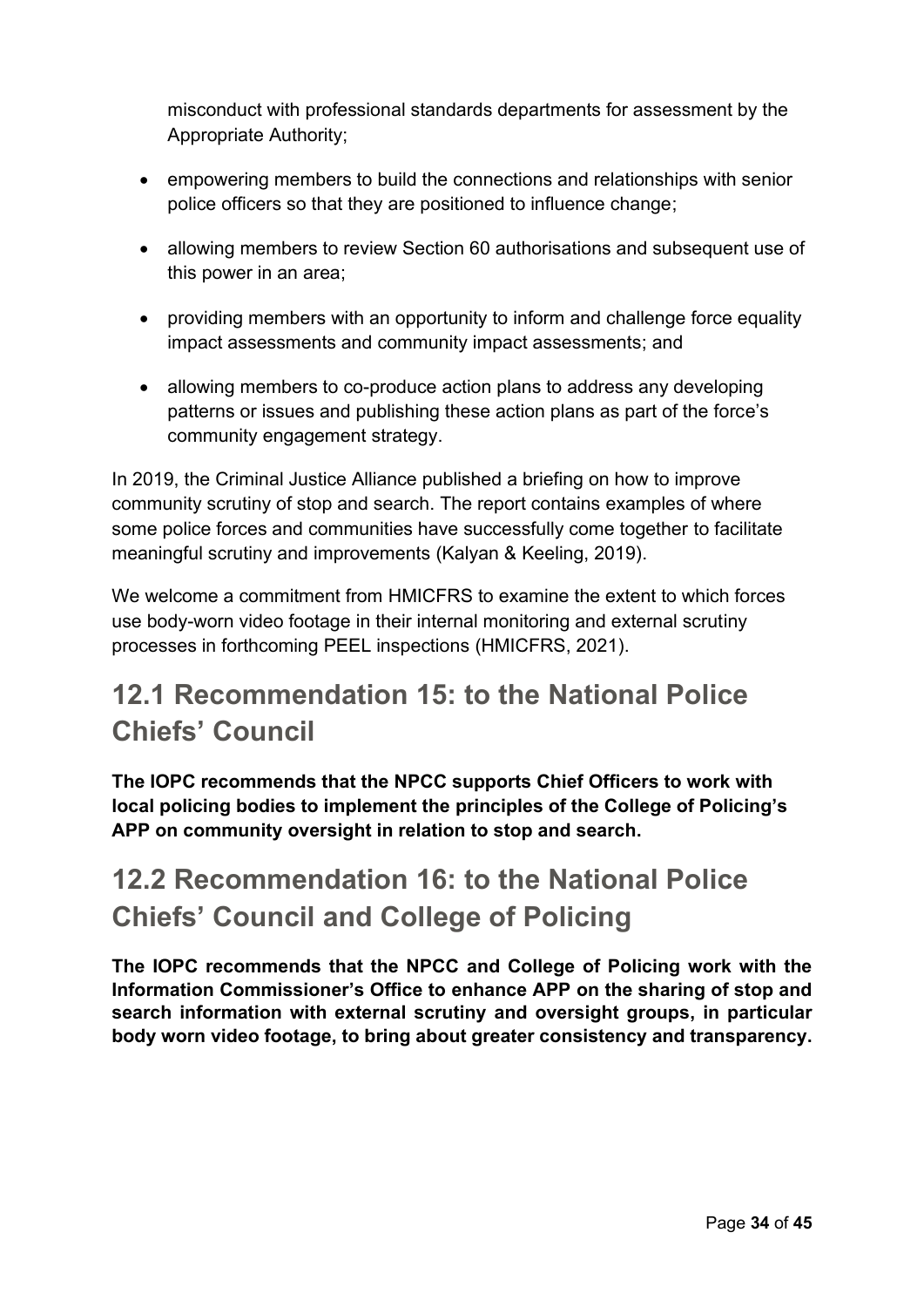misconduct with professional standards departments for assessment by the Appropriate Authority;

- empowering members to build the connections and relationships with senior police officers so that they are positioned to influence change;
- allowing members to review Section 60 authorisations and subsequent use of this power in an area;
- providing members with an opportunity to inform and challenge force equality impact assessments and community impact assessments; and
- allowing members to co-produce action plans to address any developing patterns or issues and publishing these action plans as part of the force's community engagement strategy.

In 2019, the Criminal Justice Alliance published a briefing on how to improve community scrutiny of stop and search. The report contains examples of where some police forces and communities have successfully come together to facilitate meaningful scrutiny and improvements (Kalyan & Keeling, 2019).

We welcome a commitment from HMICFRS to examine the extent to which forces use body-worn video footage in their internal monitoring and external scrutiny processes in forthcoming PEEL inspections (HMICFRS, 2021).

## 12.1 Recommendation 15: to the National Police Chiefs' Council

**The IOPC recommends that the NPCC supports Chief Officers to work with local policing bodies to implement the principles of the College of Policing's APP on community oversight in relation to stop and search.**

## 12.2 Recommendation 16: to the National Police Chiefs' Council and College of Policing

**The IOPC recommends that the NPCC and College of Policing work with the Information Commissioner's Office to enhance APP on the sharing of stop and search information with external scrutiny and oversight groups, in particular body worn video footage, to bring about greater consistency and transparency.**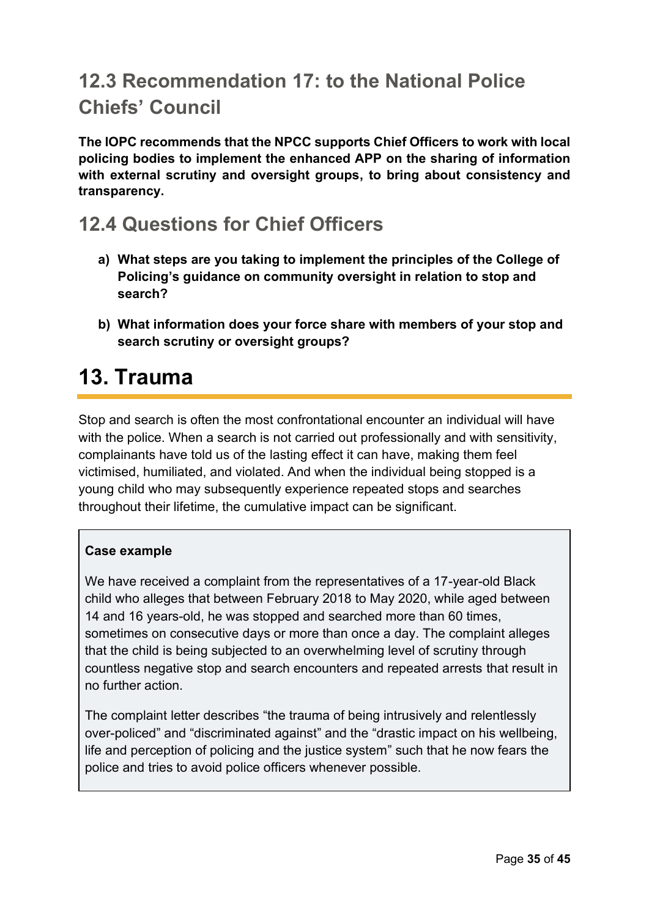## 12.3 Recommendation 17: to the National Police Chiefs' Council

**The IOPC recommends that the NPCC supports Chief Officers to work with local policing bodies to implement the enhanced APP on the sharing of information with external scrutiny and oversight groups, to bring about consistency and transparency.**

## 12.4 Questions for Chief Officers

a) **What steps are you taking to implement the principles of the College of Policing's guidance on community oversight in relation to stop and search?**

b) **What information does your force share with members of your stop and search scrutiny or oversight groups?**

# 13. Trauma

Stop and search is often the most confrontational encounter an individual will have with the police. When a search is not carried out professionally and with sensitivity, complainants have told us of the lasting effect it can have, making them feel victimised, humiliated, and violated. And when the individual being stopped is a young child who may subsequently experience repeated stops and searches throughout their lifetime, the cumulative impact can be significant.

> **Case example**
>
> We have received a complaint from the representatives of a 17-year-old Black child who alleges that between February 2018 to May 2020, while aged between 14 and 16 years-old, he was stopped and searched more than 60 times, sometimes on consecutive days or more than once a day. The complaint alleges that the child is being subjected to an overwhelming level of scrutiny through countless negative stop and search encounters and repeated arrests that result in no further action.
>
> The complaint letter describes "the trauma of being intrusively and relentlessly over-policed" and "discriminated against" and the "drastic impact on his wellbeing, life and perception of policing and the justice system" such that he now fears the police and tries to avoid police officers whenever possible.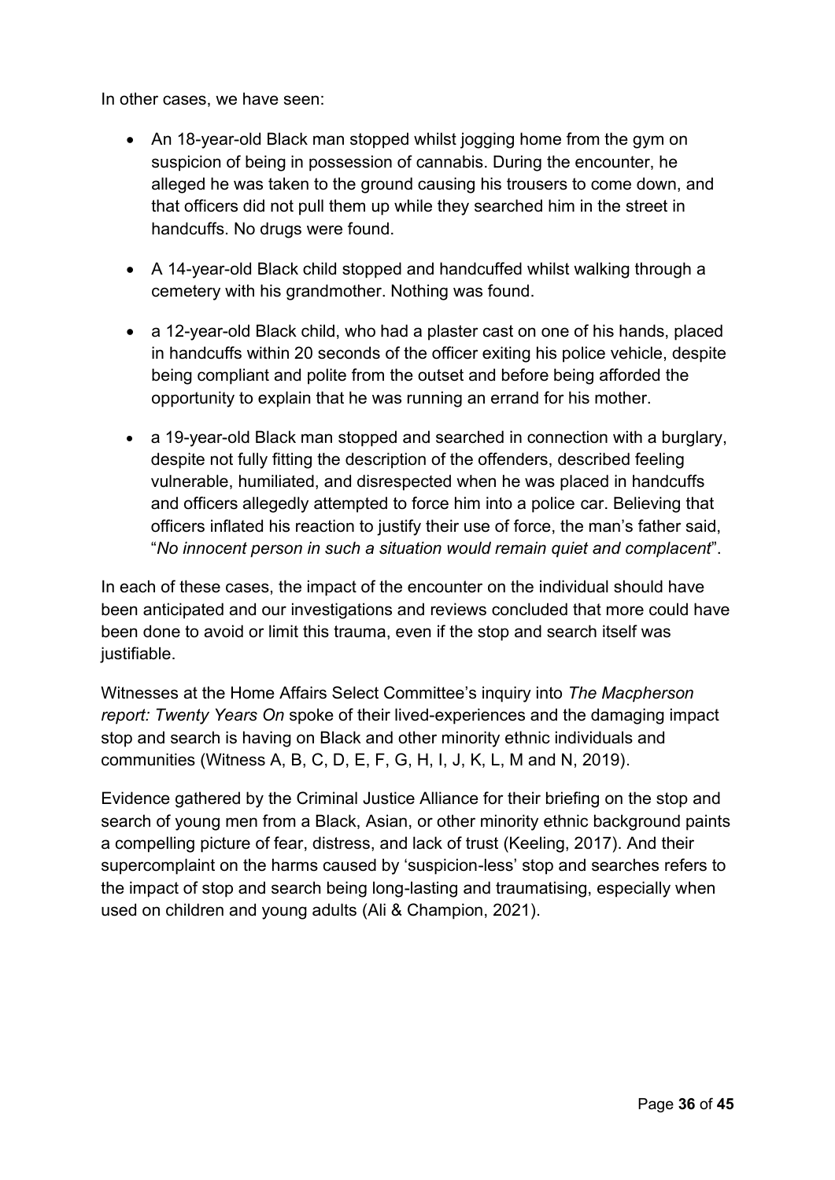In other cases, we have seen:

- An 18-year-old Black man stopped whilst jogging home from the gym on suspicion of being in possession of cannabis. During the encounter, he alleged he was taken to the ground causing his trousers to come down, and that officers did not pull them up while they searched him in the street in handcuffs. No drugs were found.
- A 14-year-old Black child stopped and handcuffed whilst walking through a cemetery with his grandmother. Nothing was found.
- a 12-year-old Black child, who had a plaster cast on one of his hands, placed in handcuffs within 20 seconds of the officer exiting his police vehicle, despite being compliant and polite from the outset and before being afforded the opportunity to explain that he was running an errand for his mother.
- a 19-year-old Black man stopped and searched in connection with a burglary, despite not fully fitting the description of the offenders, described feeling vulnerable, humiliated, and disrespected when he was placed in handcuffs and officers allegedly attempted to force him into a police car. Believing that officers inflated his reaction to justify their use of force, the man's father said, "*No innocent person in such a situation would remain quiet and complacent*".

In each of these cases, the impact of the encounter on the individual should have been anticipated and our investigations and reviews concluded that more could have been done to avoid or limit this trauma, even if the stop and search itself was justifiable.

Witnesses at the Home Affairs Select Committee's inquiry into *The Macpherson report: Twenty Years On* spoke of their lived-experiences and the damaging impact stop and search is having on Black and other minority ethnic individuals and communities (Witness A, B, C, D, E, F, G, H, I, J, K, L, M and N, 2019).

Evidence gathered by the Criminal Justice Alliance for their briefing on the stop and search of young men from a Black, Asian, or other minority ethnic background paints a compelling picture of fear, distress, and lack of trust (Keeling, 2017). And their supercomplaint on the harms caused by 'suspicion-less' stop and searches refers to the impact of stop and search being long-lasting and traumatising, especially when used on children and young adults (Ali & Champion, 2021).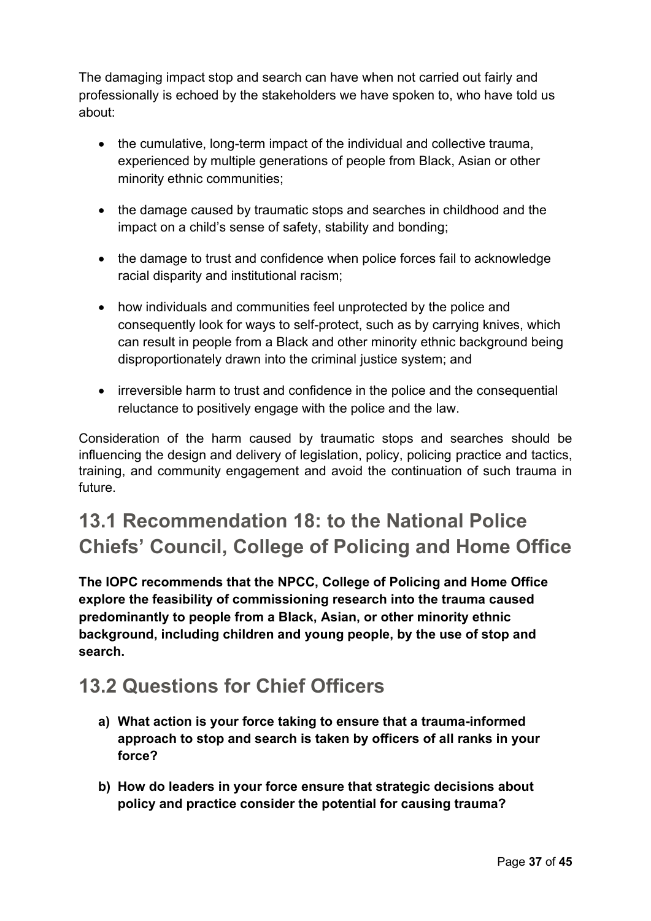The damaging impact stop and search can have when not carried out fairly and professionally is echoed by the stakeholders we have spoken to, who have told us about:

- the cumulative, long-term impact of the individual and collective trauma, experienced by multiple generations of people from Black, Asian or other minority ethnic communities;
- the damage caused by traumatic stops and searches in childhood and the impact on a child's sense of safety, stability and bonding;
- the damage to trust and confidence when police forces fail to acknowledge racial disparity and institutional racism;
- how individuals and communities feel unprotected by the police and consequently look for ways to self-protect, such as by carrying knives, which can result in people from a Black and other minority ethnic background being disproportionately drawn into the criminal justice system; and
- irreversible harm to trust and confidence in the police and the consequential reluctance to positively engage with the police and the law.

Consideration of the harm caused by traumatic stops and searches should be influencing the design and delivery of legislation, policy, policing practice and tactics, training, and community engagement and avoid the continuation of such trauma in future.

## 13.1 Recommendation 18: to the National Police Chiefs' Council, College of Policing and Home Office

**The IOPC recommends that the NPCC, College of Policing and Home Office explore the feasibility of commissioning research into the trauma caused predominantly to people from a Black, Asian, or other minority ethnic background, including children and young people, by the use of stop and search.**

## 13.2 Questions for Chief Officers

a) **What action is your force taking to ensure that a trauma-informed approach to stop and search is taken by officers of all ranks in your force?**

b) **How do leaders in your force ensure that strategic decisions about policy and practice consider the potential for causing trauma?**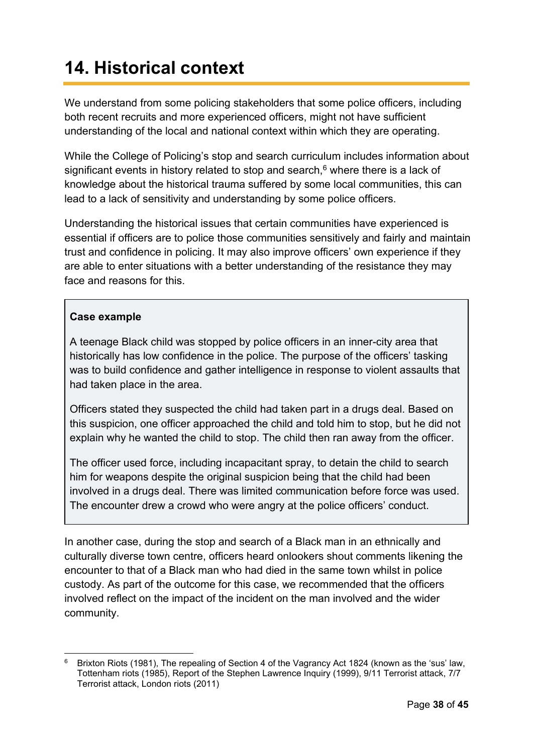# 14. Historical context

We understand from some policing stakeholders that some police officers, including both recent recruits and more experienced officers, might not have sufficient understanding of the local and national context within which they are operating.

While the College of Policing's stop and search curriculum includes information about significant events in history related to stop and search,[6] where there is a lack of knowledge about the historical trauma suffered by some local communities, this can lead to a lack of sensitivity and understanding by some police officers.

Understanding the historical issues that certain communities have experienced is essential if officers are to police those communities sensitively and fairly and maintain trust and confidence in policing. It may also improve officers' own experience if they are able to enter situations with a better understanding of the resistance they may face and reasons for this.

> **Case example**
>
> A teenage Black child was stopped by police officers in an inner-city area that historically has low confidence in the police. The purpose of the officers' tasking was to build confidence and gather intelligence in response to violent assaults that had taken place in the area.
>
> Officers stated they suspected the child had taken part in a drugs deal. Based on this suspicion, one officer approached the child and told him to stop, but he did not explain why he wanted the child to stop. The child then ran away from the officer.
>
> The officer used force, including incapacitant spray, to detain the child to search him for weapons despite the original suspicion being that the child had been involved in a drugs deal. There was limited communication before force was used. The encounter drew a crowd who were angry at the police officers' conduct.

In another case, during the stop and search of a Black man in an ethnically and culturally diverse town centre, officers heard onlookers shout comments likening the encounter to that of a Black man who had died in the same town whilst in police custody. As part of the outcome for this case, we recommended that the officers involved reflect on the impact of the incident on the man involved and the wider community.

---

[6] Brixton Riots (1981), The repealing of Section 4 of the Vagrancy Act 1824 (known as the 'sus' law, Tottenham riots (1985), Report of the Stephen Lawrence Inquiry (1999), 9/11 Terrorist attack, 7/7 Terrorist attack, London riots (2011)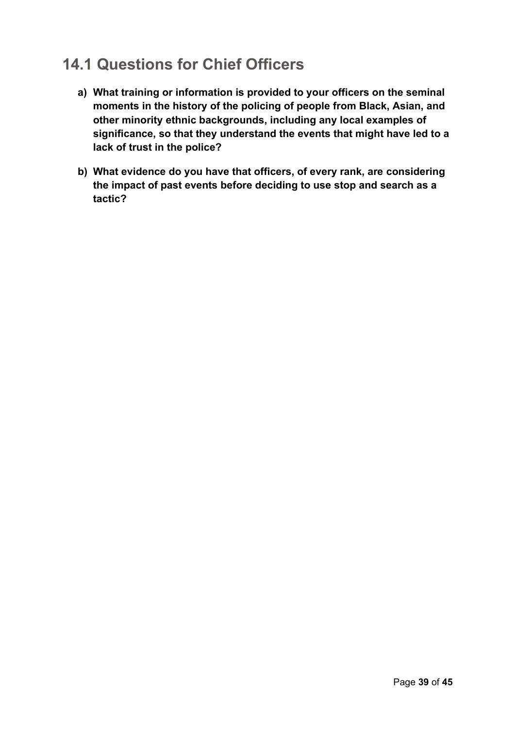## 14.1 Questions for Chief Officers

a) **What training or information is provided to your officers on the seminal moments in the history of the policing of people from Black, Asian, and other minority ethnic backgrounds, including any local examples of significance, so that they understand the events that might have led to a lack of trust in the police?**

b) **What evidence do you have that officers, of every rank, are considering the impact of past events before deciding to use stop and search as a tactic?**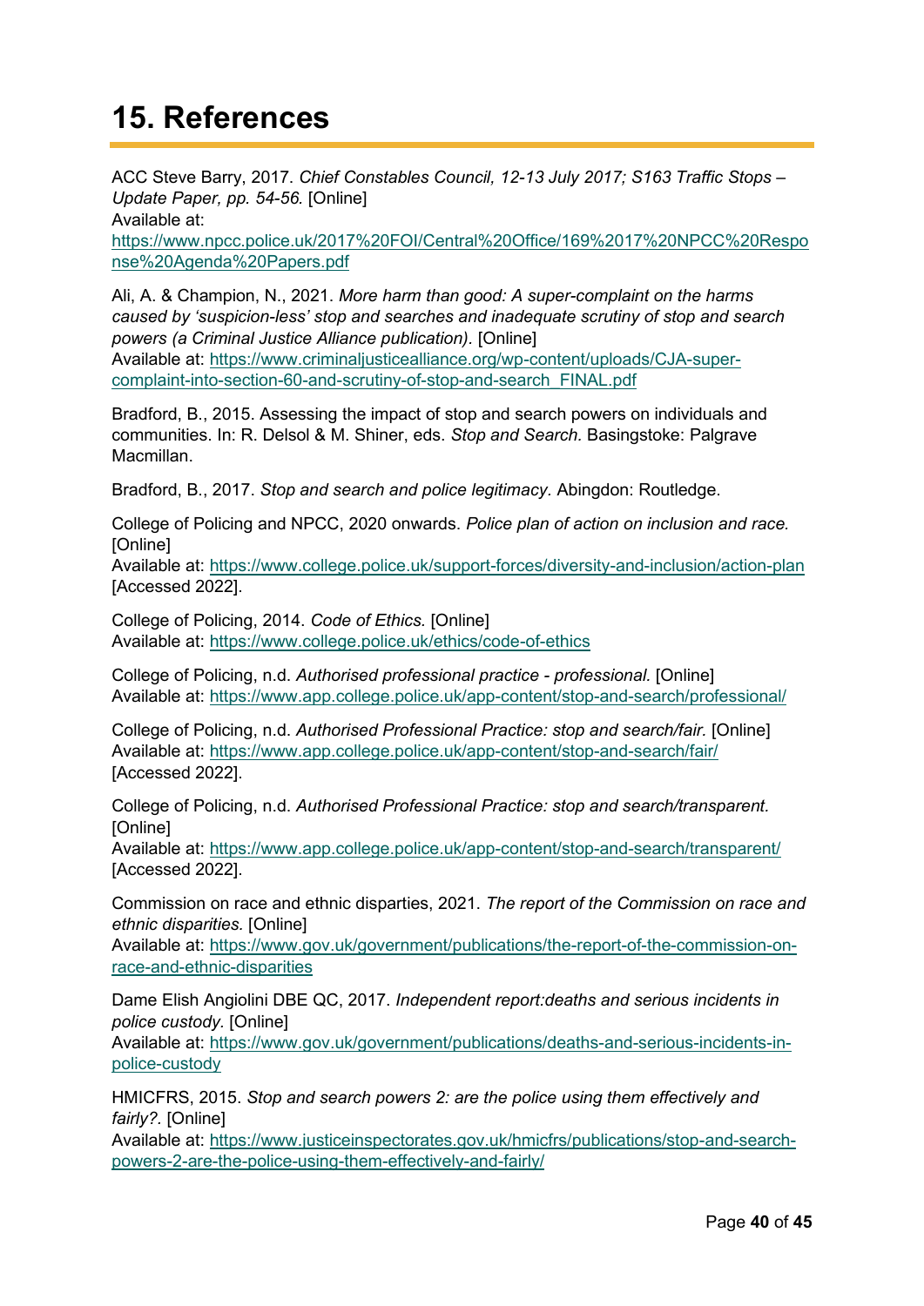# 15. References

ACC Steve Barry, 2017. *Chief Constables Council, 12-13 July 2017; S163 Traffic Stops – Update Paper, pp. 54-56.* [Online]
Available at:
https://www.npcc.police.uk/2017%20FOI/Central%20Office/169%2017%20NPCC%20Response%20Agenda%20Papers.pdf

Ali, A. & Champion, N., 2021. *More harm than good: A super-complaint on the harms caused by 'suspicion-less' stop and searches and inadequate scrutiny of stop and search powers (a Criminal Justice Alliance publication).* [Online]
Available at: https://www.criminaljusticealliance.org/wp-content/uploads/CJA-super-complaint-into-section-60-and-scrutiny-of-stop-and-search_FINAL.pdf

Bradford, B., 2015. Assessing the impact of stop and search powers on individuals and communities. In: R. Delsol & M. Shiner, eds. *Stop and Search.* Basingstoke: Palgrave Macmillan.

Bradford, B., 2017. *Stop and search and police legitimacy.* Abingdon: Routledge.

College of Policing and NPCC, 2020 onwards. *Police plan of action on inclusion and race.* [Online]
Available at: https://www.college.police.uk/support-forces/diversity-and-inclusion/action-plan [Accessed 2022].

College of Policing, 2014. *Code of Ethics.* [Online]
Available at: https://www.college.police.uk/ethics/code-of-ethics

College of Policing, n.d. *Authorised professional practice - professional.* [Online]
Available at: https://www.app.college.police.uk/app-content/stop-and-search/professional/

College of Policing, n.d. *Authorised Professional Practice: stop and search/fair.* [Online]
Available at: https://www.app.college.police.uk/app-content/stop-and-search/fair/ [Accessed 2022].

College of Policing, n.d. *Authorised Professional Practice: stop and search/transparent.* [Online]
Available at: https://www.app.college.police.uk/app-content/stop-and-search/transparent/ [Accessed 2022].

Commission on race and ethnic disparties, 2021. *The report of the Commission on race and ethnic disparities.* [Online]
Available at: https://www.gov.uk/government/publications/the-report-of-the-commission-on-race-and-ethnic-disparities

Dame Elish Angiolini DBE QC, 2017. *Independent report:deaths and serious incidents in police custody.* [Online]
Available at: https://www.gov.uk/government/publications/deaths-and-serious-incidents-in-police-custody

HMICFRS, 2015. *Stop and search powers 2: are the police using them effectively and fairly?.* [Online]
Available at: https://www.justiceinspectorates.gov.uk/hmicfrs/publications/stop-and-search-powers-2-are-the-police-using-them-effectively-and-fairly/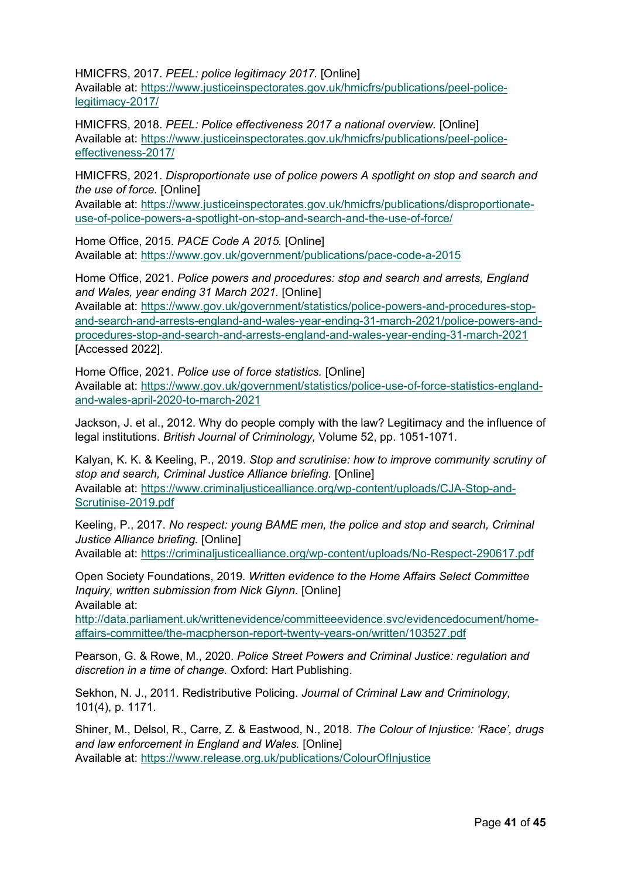HMICFRS, 2017. *PEEL: police legitimacy 2017.* [Online]
Available at: https://www.justiceinspectorates.gov.uk/hmicfrs/publications/peel-police-legitimacy-2017/

HMICFRS, 2018. *PEEL: Police effectiveness 2017 a national overview.* [Online]
Available at: https://www.justiceinspectorates.gov.uk/hmicfrs/publications/peel-police-effectiveness-2017/

HMICFRS, 2021. *Disproportionate use of police powers A spotlight on stop and search and the use of force.* [Online]
Available at: https://www.justiceinspectorates.gov.uk/hmicfrs/publications/disproportionate-use-of-police-powers-a-spotlight-on-stop-and-search-and-the-use-of-force/

Home Office, 2015. *PACE Code A 2015.* [Online]
Available at: https://www.gov.uk/government/publications/pace-code-a-2015

Home Office, 2021. *Police powers and procedures: stop and search and arrests, England and Wales, year ending 31 March 2021.* [Online]
Available at: https://www.gov.uk/government/statistics/police-powers-and-procedures-stop-and-search-and-arrests-england-and-wales-year-ending-31-march-2021/police-powers-and-procedures-stop-and-search-and-arrests-england-and-wales-year-ending-31-march-2021 [Accessed 2022].

Home Office, 2021. *Police use of force statistics.* [Online]
Available at: https://www.gov.uk/government/statistics/police-use-of-force-statistics-england-and-wales-april-2020-to-march-2021

Jackson, J. et al., 2012. Why do people comply with the law? Legitimacy and the influence of legal institutions. *British Journal of Criminology,* Volume 52, pp. 1051-1071.

Kalyan, K. K. & Keeling, P., 2019. *Stop and scrutinise: how to improve community scrutiny of stop and search, Criminal Justice Alliance briefing.* [Online]
Available at: https://www.criminaljusticealliance.org/wp-content/uploads/CJA-Stop-and-Scrutinise-2019.pdf

Keeling, P., 2017. *No respect: young BAME men, the police and stop and search, Criminal Justice Alliance briefing.* [Online]
Available at: https://criminaljusticealliance.org/wp-content/uploads/No-Respect-290617.pdf

Open Society Foundations, 2019. *Written evidence to the Home Affairs Select Committee Inquiry, written submission from Nick Glynn.* [Online]
Available at:
http://data.parliament.uk/writtenevidence/committeeevidence.svc/evidencedocument/home-affairs-committee/the-macpherson-report-twenty-years-on/written/103527.pdf

Pearson, G. & Rowe, M., 2020. *Police Street Powers and Criminal Justice: regulation and discretion in a time of change.* Oxford: Hart Publishing.

Sekhon, N. J., 2011. Redistributive Policing. *Journal of Criminal Law and Criminology,* 101(4), p. 1171.

Shiner, M., Delsol, R., Carre, Z. & Eastwood, N., 2018. *The Colour of Injustice: 'Race', drugs and law enforcement in England and Wales.* [Online]
Available at: https://www.release.org.uk/publications/ColourOfInjustice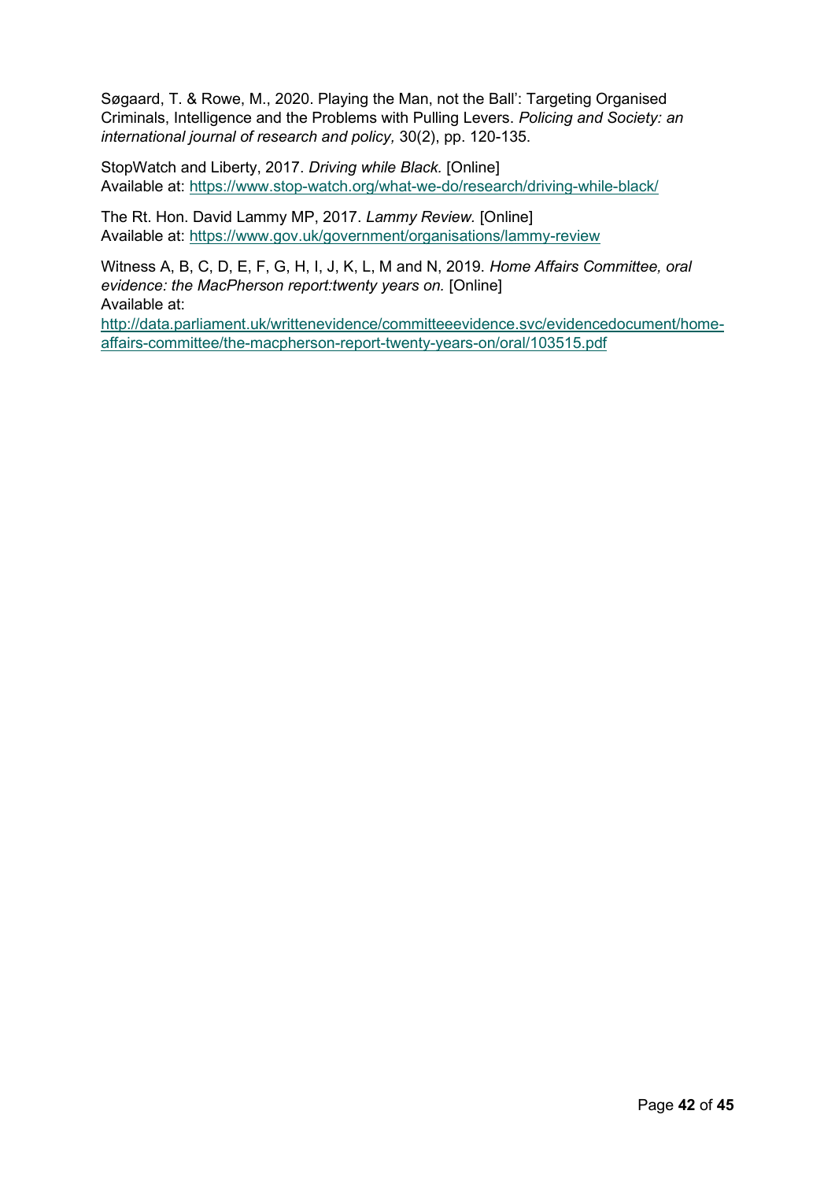Søgaard, T. & Rowe, M., 2020. Playing the Man, not the Ball': Targeting Organised Criminals, Intelligence and the Problems with Pulling Levers. *Policing and Society: an international journal of research and policy,* 30(2), pp. 120-135.

StopWatch and Liberty, 2017. *Driving while Black.* [Online]
Available at: https://www.stop-watch.org/what-we-do/research/driving-while-black/

The Rt. Hon. David Lammy MP, 2017. *Lammy Review.* [Online]
Available at: https://www.gov.uk/government/organisations/lammy-review

Witness A, B, C, D, E, F, G, H, I, J, K, L, M and N, 2019. *Home Affairs Committee, oral evidence: the MacPherson report:twenty years on.* [Online]
Available at:
http://data.parliament.uk/writtenevidence/committeeevidence.svc/evidencedocument/home-affairs-committee/the-macpherson-report-twenty-years-on/oral/103515.pdf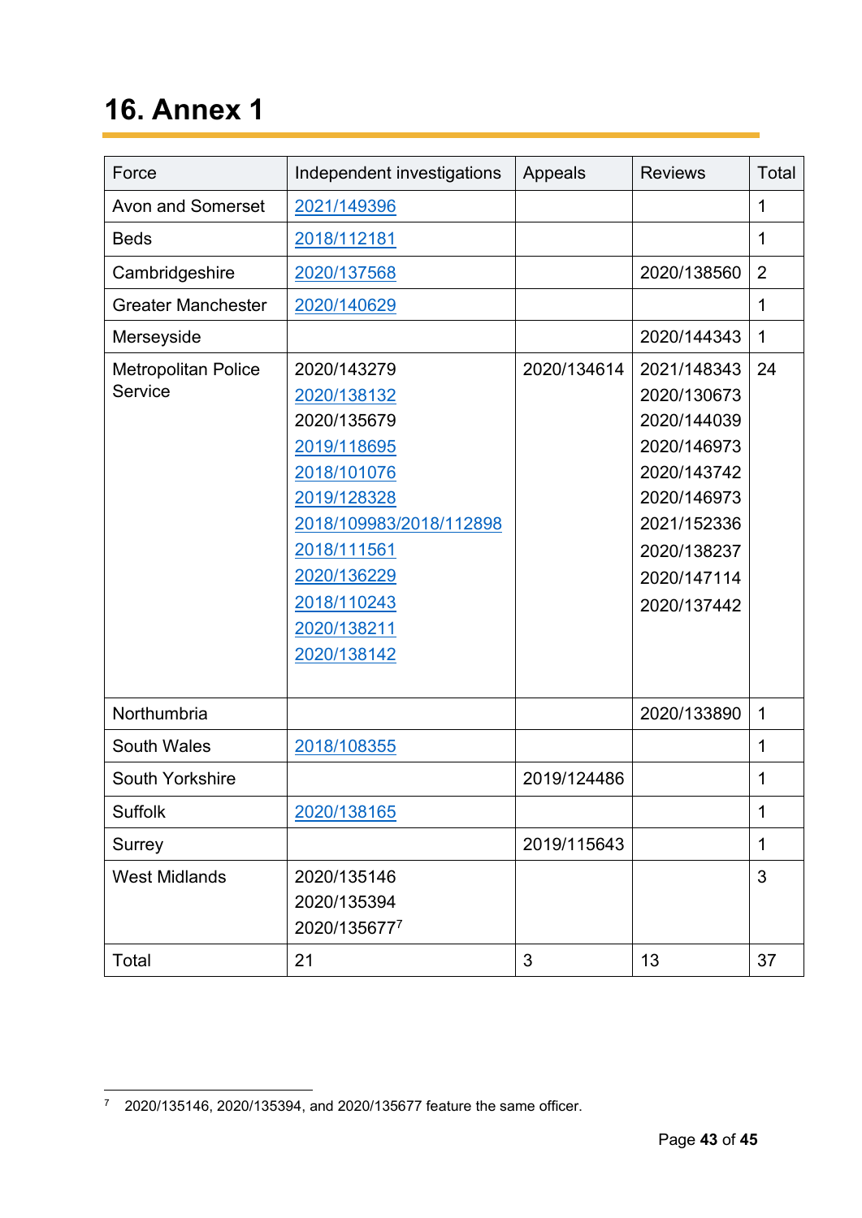# 16. Annex 1

| Force | Independent investigations | Appeals | Reviews | Total |
|---|---|---|---|---|
| Avon and Somerset | 2021/149396 | | | 1 |
| Beds | 2018/112181 | | | 1 |
| Cambridgeshire | 2020/137568 | | 2020/138560 | 2 |
| Greater Manchester | 2020/140629 | | | 1 |
| Merseyside | | | 2020/144343 | 1 |
| Metropolitan Police Service | 2020/143279<br>2020/138132<br>2020/135679<br>2019/118695<br>2018/101076<br>2019/128328<br>2018/109983/2018/112898<br>2018/111561<br>2020/136229<br>2018/110243<br>2020/138211<br>2020/138142 | 2020/134614 | 2021/148343<br>2020/130673<br>2020/144039<br>2020/146973<br>2020/143742<br>2020/146973<br>2021/152336<br>2020/138237<br>2020/147114<br>2020/137442 | 24 |
| Northumbria | | | 2020/133890 | 1 |
| South Wales | 2018/108355 | | | 1 |
| South Yorkshire | | 2019/124486 | | 1 |
| Suffolk | 2020/138165 | | | 1 |
| Surrey | | 2019/115643 | | 1 |
| West Midlands | 2020/135146<br>2020/135394<br>2020/135677[7] | | | 3 |
| Total | 21 | 3 | 13 | 37 |

[7] 2020/135146, 2020/135394, and 2020/135677 feature the same officer.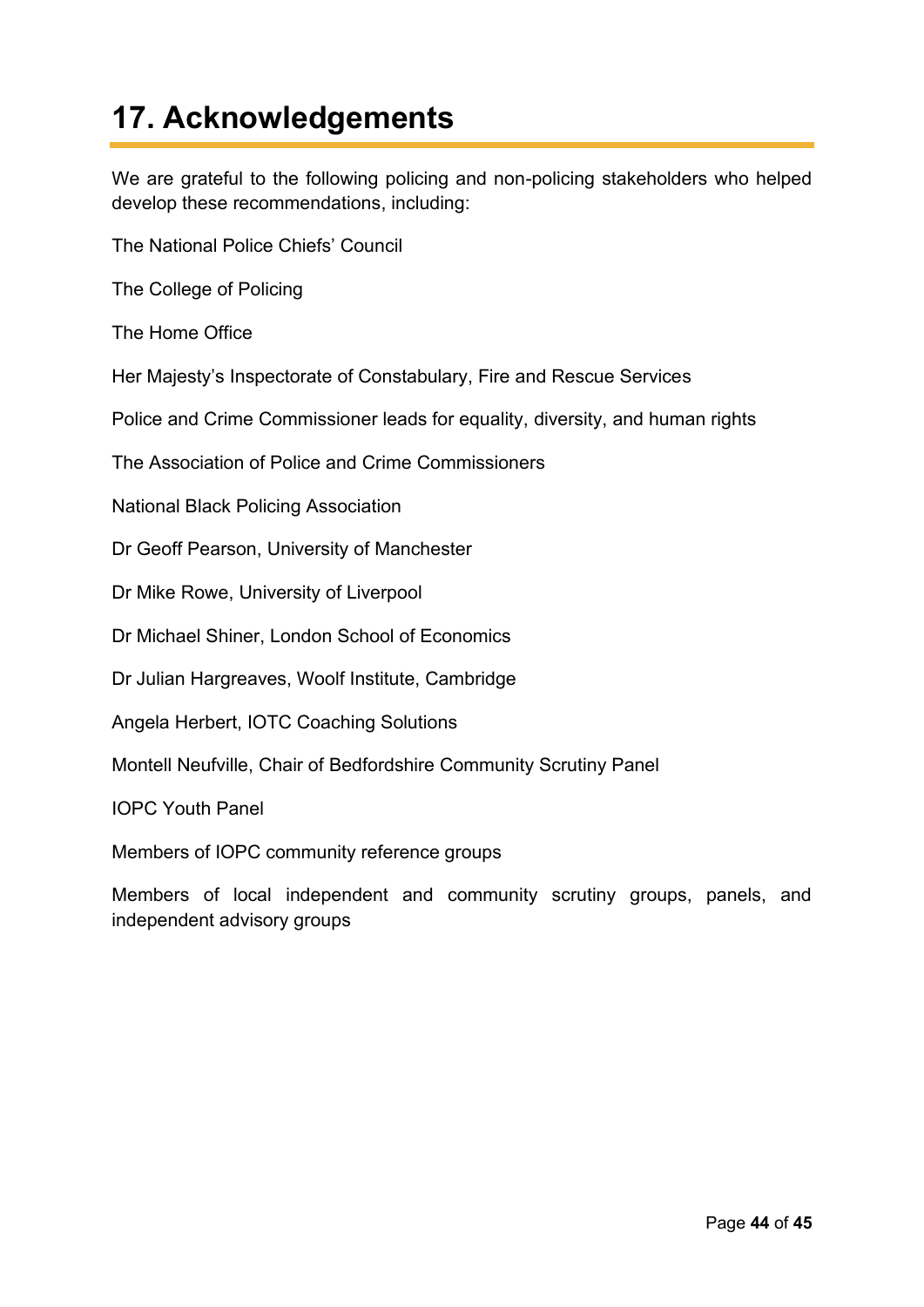# 17. Acknowledgements

We are grateful to the following policing and non-policing stakeholders who helped develop these recommendations, including:

The National Police Chiefs' Council

The College of Policing

The Home Office

Her Majesty's Inspectorate of Constabulary, Fire and Rescue Services

Police and Crime Commissioner leads for equality, diversity, and human rights

The Association of Police and Crime Commissioners

National Black Policing Association

Dr Geoff Pearson, University of Manchester

Dr Mike Rowe, University of Liverpool

Dr Michael Shiner, London School of Economics

Dr Julian Hargreaves, Woolf Institute, Cambridge

Angela Herbert, IOTC Coaching Solutions

Montell Neufville, Chair of Bedfordshire Community Scrutiny Panel

IOPC Youth Panel

Members of IOPC community reference groups

Members of local independent and community scrutiny groups, panels, and independent advisory groups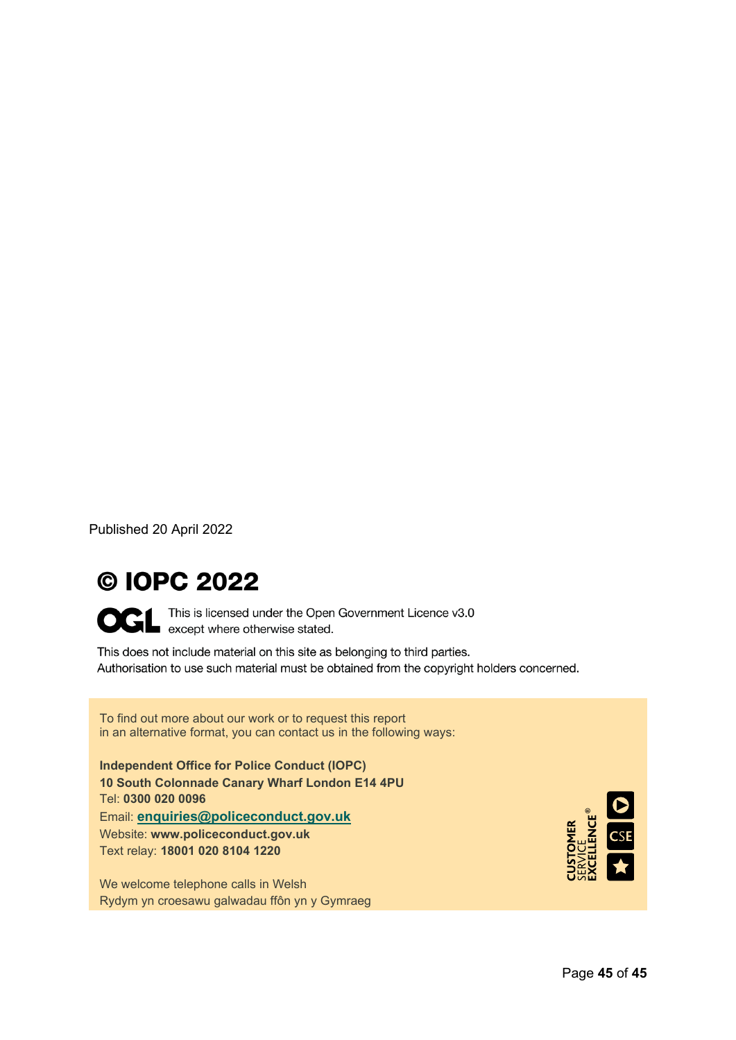Published 20 April 2022

**© IOPC 2022**

OGL This is licensed under the Open Government Licence v3.0 except where otherwise stated.

This does not include material on this site as belonging to third parties. Authorisation to use such material must be obtained from the copyright holders concerned.

To find out more about our work or to request this report in an alternative format, you can contact us in the following ways:

**Independent Office for Police Conduct (IOPC)**
**10 South Colonnade Canary Wharf London E14 4PU**
Tel: **0300 020 0096**
Email: **enquiries@policeconduct.gov.uk**
Website: **www.policeconduct.gov.uk**
Text relay: **18001 020 8104 1220**

We welcome telephone calls in Welsh
Rydym yn croesawu galwadau ffôn yn y Gymraeg

CUSTOMER SERVICE EXCELLENCE® CSE